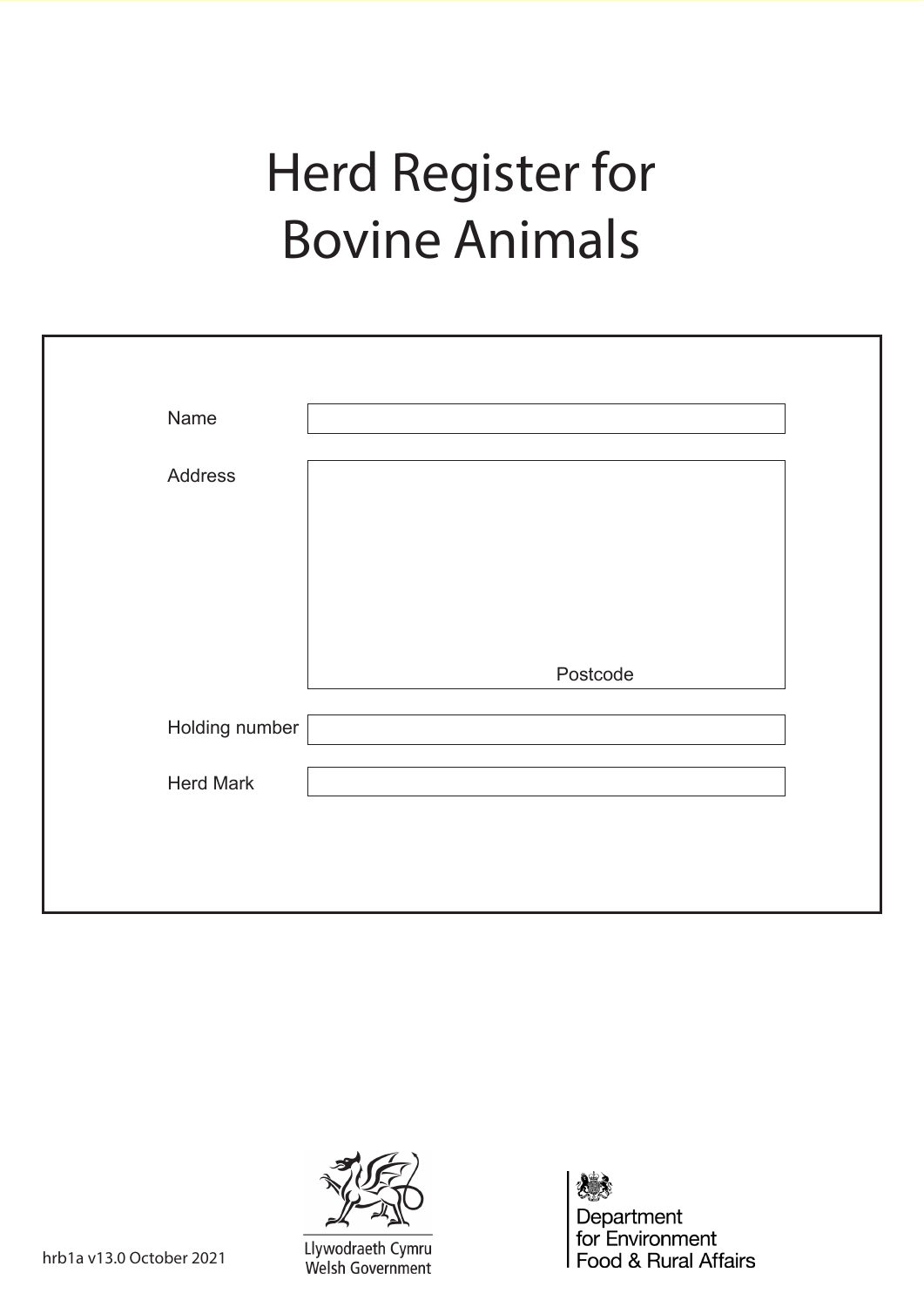# Herd Register for Bovine Animals

| | |
|---|---|
| Name | |
| Address | Postcode |
| Holding number | |
| Herd Mark | |

hrb1a v13.0 October 2021

Llywodraeth Cymru
Welsh Government

Department for Environment Food & Rural Affairs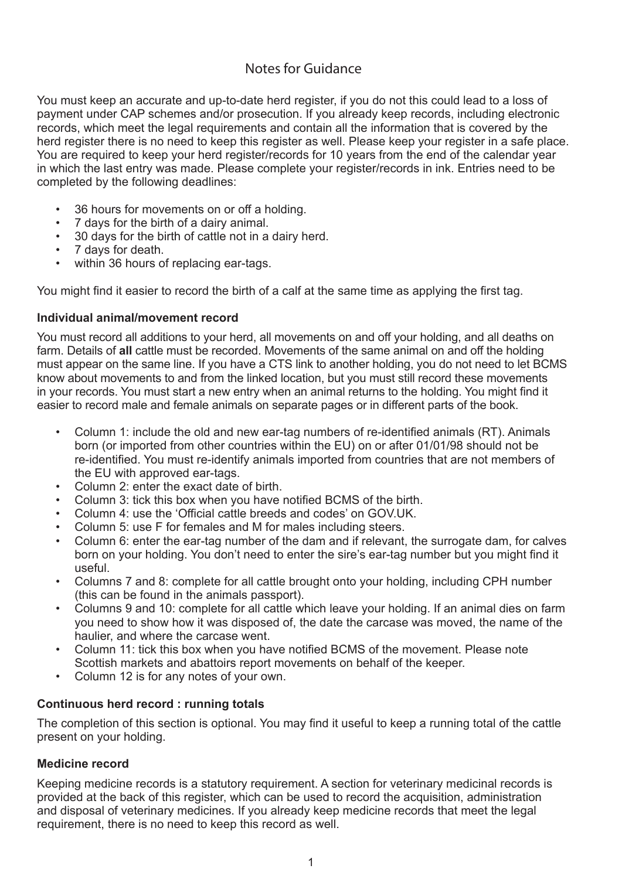# Notes for Guidance

You must keep an accurate and up-to-date herd register, if you do not this could lead to a loss of payment under CAP schemes and/or prosecution. If you already keep records, including electronic records, which meet the legal requirements and contain all the information that is covered by the herd register there is no need to keep this register as well. Please keep your register in a safe place. You are required to keep your herd register/records for 10 years from the end of the calendar year in which the last entry was made. Please complete your register/records in ink. Entries need to be completed by the following deadlines:

- 36 hours for movements on or off a holding.
- 7 days for the birth of a dairy animal.
- 30 days for the birth of cattle not in a dairy herd.
- 7 days for death.
- within 36 hours of replacing ear-tags.

You might find it easier to record the birth of a calf at the same time as applying the first tag.

### Individual animal/movement record

You must record all additions to your herd, all movements on and off your holding, and all deaths on farm. Details of **all** cattle must be recorded. Movements of the same animal on and off the holding must appear on the same line. If you have a CTS link to another holding, you do not need to let BCMS know about movements to and from the linked location, but you must still record these movements in your records. You must start a new entry when an animal returns to the holding. You might find it easier to record male and female animals on separate pages or in different parts of the book.

- Column 1: include the old and new ear-tag numbers of re-identified animals (RT). Animals born (or imported from other countries within the EU) on or after 01/01/98 should not be re-identified. You must re-identify animals imported from countries that are not members of the EU with approved ear-tags.
- Column 2: enter the exact date of birth.
- Column 3: tick this box when you have notified BCMS of the birth.
- Column 4: use the 'Official cattle breeds and codes' on GOV.UK.
- Column 5: use F for females and M for males including steers.
- Column 6: enter the ear-tag number of the dam and if relevant, the surrogate dam, for calves born on your holding. You don't need to enter the sire's ear-tag number but you might find it useful.
- Columns 7 and 8: complete for all cattle brought onto your holding, including CPH number (this can be found in the animals passport).
- Columns 9 and 10: complete for all cattle which leave your holding. If an animal dies on farm you need to show how it was disposed of, the date the carcase was moved, the name of the haulier, and where the carcase went.
- Column 11: tick this box when you have notified BCMS of the movement. Please note Scottish markets and abattoirs report movements on behalf of the keeper.
- Column 12 is for any notes of your own.

### Continuous herd record : running totals

The completion of this section is optional. You may find it useful to keep a running total of the cattle present on your holding.

### Medicine record

Keeping medicine records is a statutory requirement. A section for veterinary medicinal records is provided at the back of this register, which can be used to record the acquisition, administration and disposal of veterinary medicines. If you already keep medicine records that meet the legal requirement, there is no need to keep this record as well.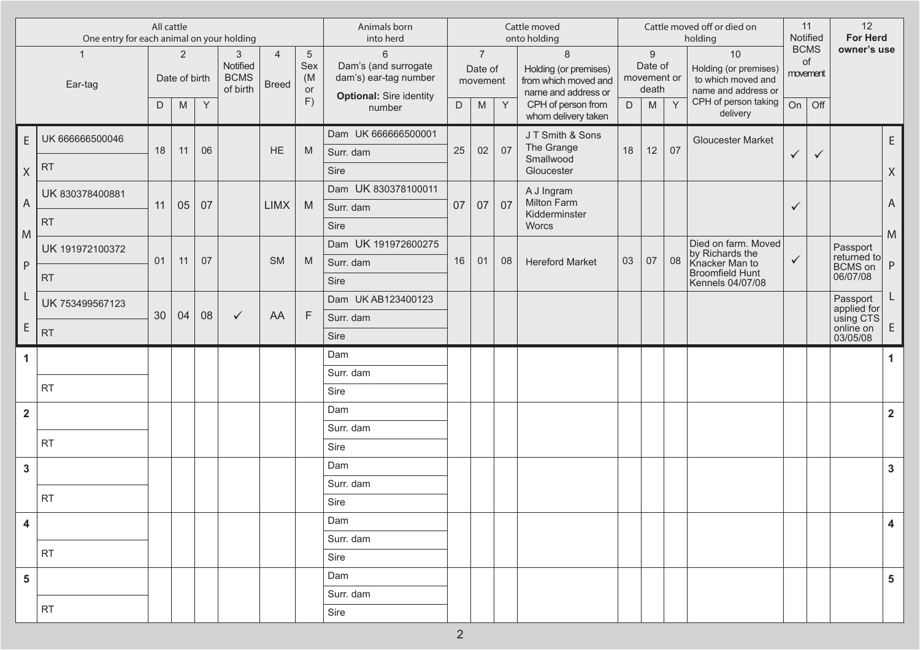| | All cattle One entry for each animal on your holding | | | | | | | Animals born into herd | Cattle moved onto holding | | | | Cattle moved off or died on holding | | | | 11 Notified BCMS of movement | | 12 For Herd owner's use | |
|---|---|---|---|---|---|---|---|---|---|---|---|---|---|---|---|---|---|---|---|---|
| | 1 Ear-tag | 2 Date of birth | | | 3 Notified BCMS of birth | 4 Breed | 5 Sex (M or F) | 6 Dam's (and surrogate dam's) ear-tag number **Optional:** Sire identity number | 7 Date of movement | | | 8 Holding (or premises) from which moved and name and address or CPH of person from whom delivery taken | 9 Date of movement or death | | | 10 Holding (or premises) to which moved and name and address or CPH of person taking delivery | | | | |
| | | D | M | Y | | | | | D | M | Y | | D | M | Y | | On | Off | | |
| EXAMPLE | UK 666666500046 / RT | 18 | 11 | 06 | | HE | M | Dam UK 666666500001 / Surr. dam / Sire | 25 | 02 | 07 | J T Smith & Sons The Grange Smallwood Gloucester | 18 | 12 | 07 | Gloucester Market | ✓ | ✓ | | EXAMPLE |
| | UK 830378400881 / RT | 11 | 05 | 07 | | LIMX | M | Dam UK 830378100011 / Surr. dam / Sire | 07 | 07 | 07 | A J Ingram Milton Farm Kidderminster Worcs | | | | | ✓ | | | |
| | UK 191972100372 / RT | 01 | 11 | 07 | | SM | M | Dam UK 191972600275 / Surr. dam / Sire | 16 | 01 | 08 | Hereford Market | 03 | 07 | 08 | Died on farm. Moved by Richards the Knacker Man to Broomfield Hunt Kennels 04/07/08 | ✓ | | Passport returned to BCMS on 06/07/08 | |
| | UK 753499567123 / RT | 30 | 04 | 08 | ✓ | AA | F | Dam UK AB123400123 / Surr. dam / Sire | | | | | | | | | | | Passport applied for using CTS online on 03/05/08 | |
| 1 | RT | | | | | | | Dam / Surr. dam / Sire | | | | | | | | | | | | 1 |
| 2 | RT | | | | | | | Dam / Surr. dam / Sire | | | | | | | | | | | | 2 |
| 3 | RT | | | | | | | Dam / Surr. dam / Sire | | | | | | | | | | | | 3 |
| 4 | RT | | | | | | | Dam / Surr. dam / Sire | | | | | | | | | | | | 4 |
| 5 | RT | | | | | | | Dam / Surr. dam / Sire | | | | | | | | | | | | 5 |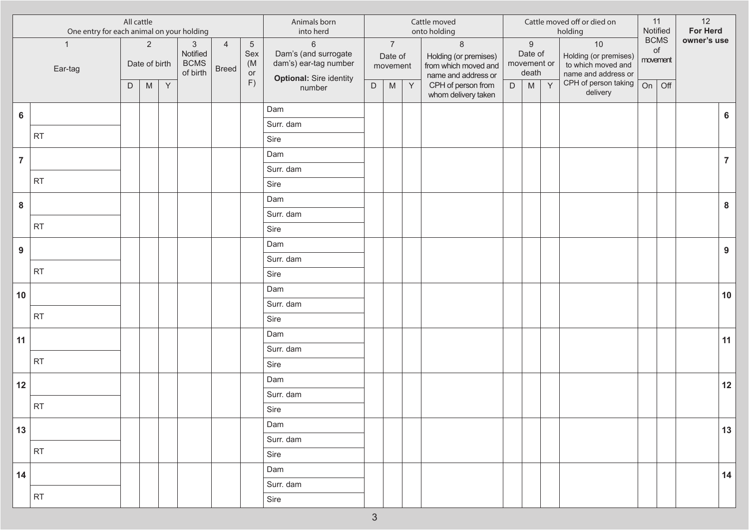| | All cattle One entry for each animal on your holding | | | | | | | Animals born into herd | Cattle moved onto holding | | | | Cattle moved off or died on holding | | | | 11 Notified BCMS of movement | | 12 **For Herd owner's use** | |
|---|---|---|---|---|---|---|---|---|---|---|---|---|---|---|---|---|---|---|---|---|
| | 1 Ear-tag | 2 Date of birth | | | 3 Notified BCMS of birth | 4 Breed | 5 Sex (M or F) | 6 Dam's (and surrogate dam's) ear-tag number **Optional:** Sire identity number | 7 Date of movement | | | 8 Holding (or premises) from which moved and name and address or CPH of person from whom delivery taken | 9 Date of movement or death | | | 10 Holding (or premises) to which moved and name and address or CPH of person taking delivery | | | | |
| | | D | M | Y | | | | | D | M | Y | | D | M | Y | | On | Off | | |
| **6** | | | | | | | | Dam | | | | | | | | | | | | **6** |
| | | | | | | | | Surr. dam | | | | | | | | | | | | |
| | RT | | | | | | | Sire | | | | | | | | | | | | |
| **7** | | | | | | | | Dam | | | | | | | | | | | | **7** |
| | | | | | | | | Surr. dam | | | | | | | | | | | | |
| | RT | | | | | | | Sire | | | | | | | | | | | | |
| **8** | | | | | | | | Dam | | | | | | | | | | | | **8** |
| | | | | | | | | Surr. dam | | | | | | | | | | | | |
| | RT | | | | | | | Sire | | | | | | | | | | | | |
| **9** | | | | | | | | Dam | | | | | | | | | | | | **9** |
| | | | | | | | | Surr. dam | | | | | | | | | | | | |
| | RT | | | | | | | Sire | | | | | | | | | | | | |
| **10** | | | | | | | | Dam | | | | | | | | | | | | **10** |
| | | | | | | | | Surr. dam | | | | | | | | | | | | |
| | RT | | | | | | | Sire | | | | | | | | | | | | |
| **11** | | | | | | | | Dam | | | | | | | | | | | | **11** |
| | | | | | | | | Surr. dam | | | | | | | | | | | | |
| | RT | | | | | | | Sire | | | | | | | | | | | | |
| **12** | | | | | | | | Dam | | | | | | | | | | | | **12** |
| | | | | | | | | Surr. dam | | | | | | | | | | | | |
| | RT | | | | | | | Sire | | | | | | | | | | | | |
| **13** | | | | | | | | Dam | | | | | | | | | | | | **13** |
| | | | | | | | | Surr. dam | | | | | | | | | | | | |
| | RT | | | | | | | Sire | | | | | | | | | | | | |
| **14** | | | | | | | | Dam | | | | | | | | | | | | **14** |
| | | | | | | | | Surr. dam | | | | | | | | | | | | |
| | RT | | | | | | | Sire | | | | | | | | | | | | |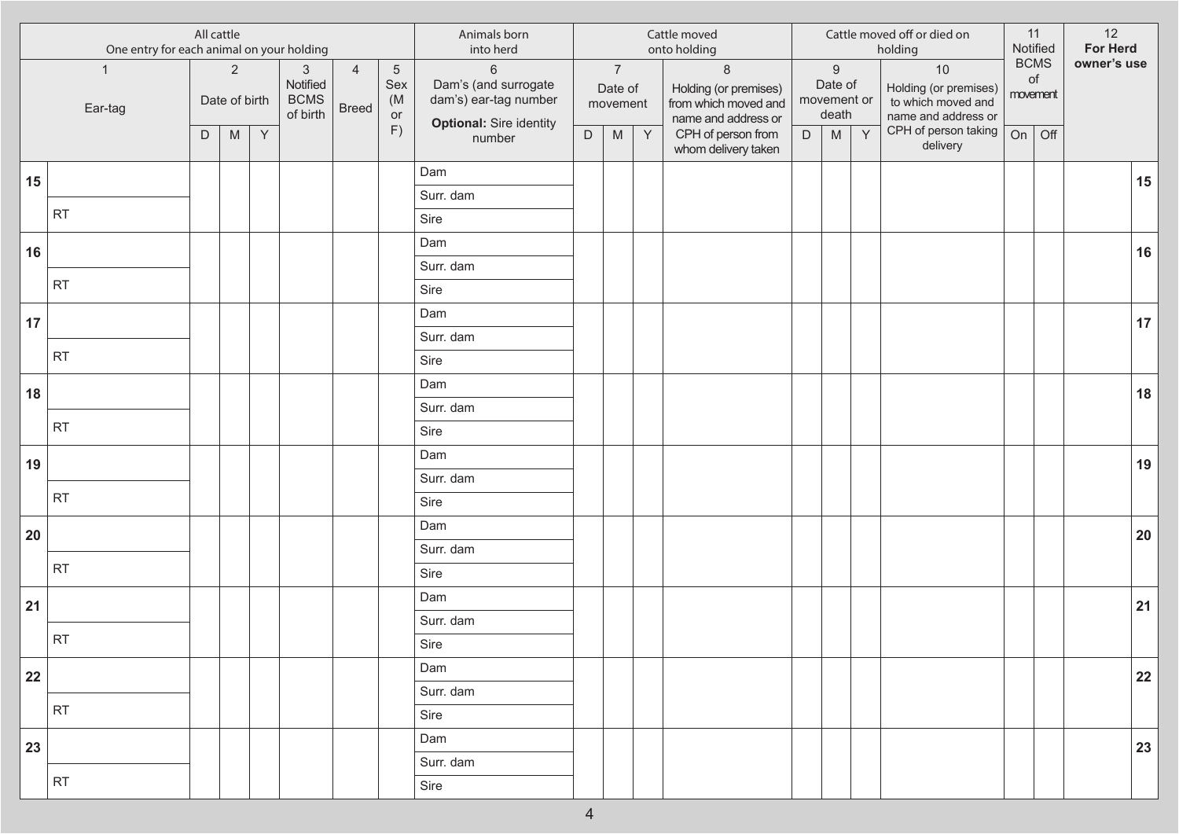| | All cattle One entry for each animal on your holding | | | | | | | Animals born into herd | Cattle moved onto holding | | | | Cattle moved off or died on holding | | | | 11 Notified BCMS of movement | | 12 For Herd owner's use | |
|---|---|---|---|---|---|---|---|---|---|---|---|---|---|---|---|---|---|---|---|---|
| | 1 Ear-tag | 2 Date of birth | | | 3 Notified BCMS of birth | 4 Breed | 5 Sex (M or F) | 6 Dam's (and surrogate dam's) ear-tag number **Optional:** Sire identity number | 7 Date of movement | | | 8 Holding (or premises) from which moved and name and address or CPH of person from whom delivery taken | 9 Date of movement or death | | | 10 Holding (or premises) to which moved and name and address or CPH of person taking delivery | | | | |
| | | D | M | Y | | | | | D | M | Y | | D | M | Y | | On | Off | | |
| **15** | | | | | | | | Dam | | | | | | | | | | | | **15** |
| | | | | | | | | Surr. dam | | | | | | | | | | | | |
| | RT | | | | | | | Sire | | | | | | | | | | | | |
| **16** | | | | | | | | Dam | | | | | | | | | | | | **16** |
| | | | | | | | | Surr. dam | | | | | | | | | | | | |
| | RT | | | | | | | Sire | | | | | | | | | | | | |
| **17** | | | | | | | | Dam | | | | | | | | | | | | **17** |
| | | | | | | | | Surr. dam | | | | | | | | | | | | |
| | RT | | | | | | | Sire | | | | | | | | | | | | |
| **18** | | | | | | | | Dam | | | | | | | | | | | | **18** |
| | | | | | | | | Surr. dam | | | | | | | | | | | | |
| | RT | | | | | | | Sire | | | | | | | | | | | | |
| **19** | | | | | | | | Dam | | | | | | | | | | | | **19** |
| | | | | | | | | Surr. dam | | | | | | | | | | | | |
| | RT | | | | | | | Sire | | | | | | | | | | | | |
| **20** | | | | | | | | Dam | | | | | | | | | | | | **20** |
| | | | | | | | | Surr. dam | | | | | | | | | | | | |
| | RT | | | | | | | Sire | | | | | | | | | | | | |
| **21** | | | | | | | | Dam | | | | | | | | | | | | **21** |
| | | | | | | | | Surr. dam | | | | | | | | | | | | |
| | RT | | | | | | | Sire | | | | | | | | | | | | |
| **22** | | | | | | | | Dam | | | | | | | | | | | | **22** |
| | | | | | | | | Surr. dam | | | | | | | | | | | | |
| | RT | | | | | | | Sire | | | | | | | | | | | | |
| **23** | | | | | | | | Dam | | | | | | | | | | | | **23** |
| | | | | | | | | Surr. dam | | | | | | | | | | | | |
| | RT | | | | | | | Sire | | | | | | | | | | | | |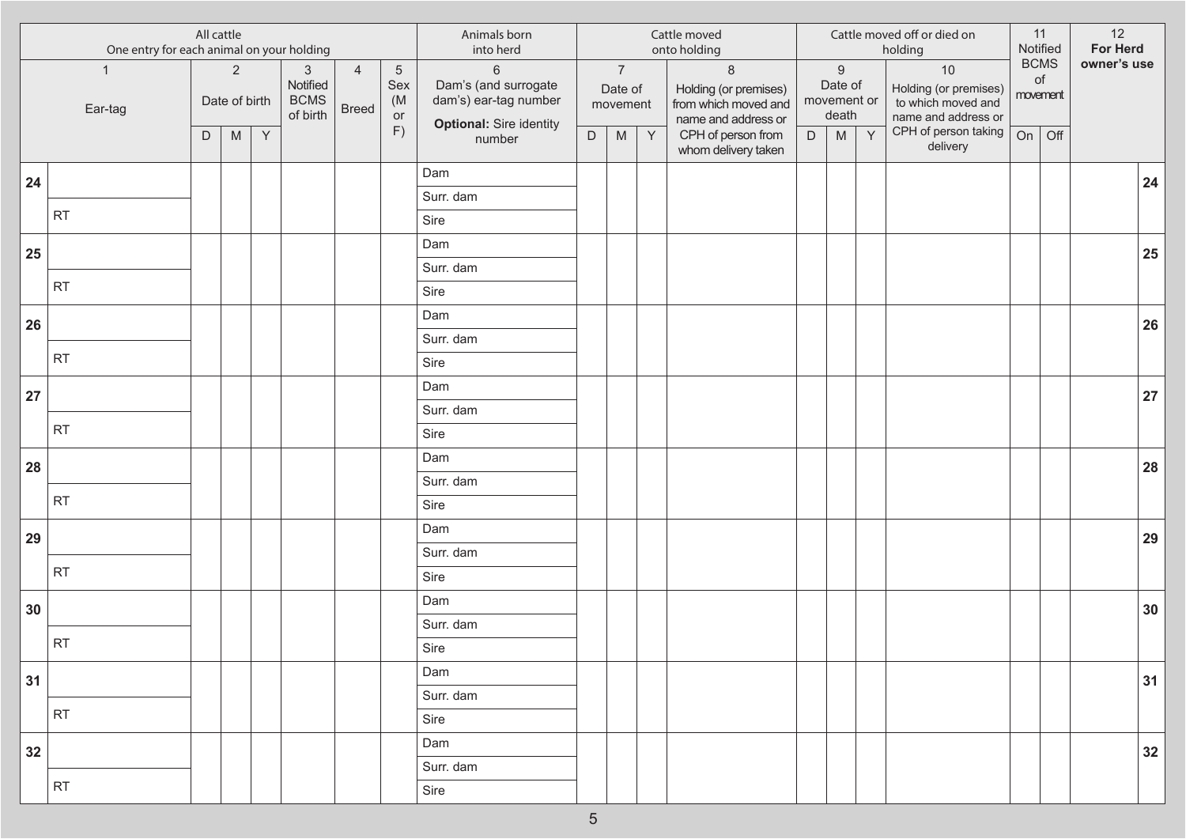| | All cattle One entry for each animal on your holding | | | | | | | Animals born into herd | Cattle moved onto holding | | | | Cattle moved off or died on holding | | | | 11 Notified BCMS of movement | | 12 **For Herd owner's use** | |
|---|---|---|---|---|---|---|---|---|---|---|---|---|---|---|---|---|---|---|---|---|
| | 1 Ear-tag | 2 Date of birth | | | 3 Notified BCMS of birth | 4 Breed | 5 Sex (M or F) | 6 Dam's (and surrogate dam's) ear-tag number **Optional:** Sire identity number | 7 Date of movement | | | 8 Holding (or premises) from which moved and name and address or CPH of person from whom delivery taken | 9 Date of movement or death | | | 10 Holding (or premises) to which moved and name and address or CPH of person taking delivery | | | | |
| | | D | M | Y | | | | | D | M | Y | | D | M | Y | | On | Off | | |
| **24** | | | | | | | | Dam | | | | | | | | | | | | **24** |
| | | | | | | | | Surr. dam | | | | | | | | | | | | |
| | RT | | | | | | | Sire | | | | | | | | | | | | |
| **25** | | | | | | | | Dam | | | | | | | | | | | | **25** |
| | | | | | | | | Surr. dam | | | | | | | | | | | | |
| | RT | | | | | | | Sire | | | | | | | | | | | | |
| **26** | | | | | | | | Dam | | | | | | | | | | | | **26** |
| | | | | | | | | Surr. dam | | | | | | | | | | | | |
| | RT | | | | | | | Sire | | | | | | | | | | | | |
| **27** | | | | | | | | Dam | | | | | | | | | | | | **27** |
| | | | | | | | | Surr. dam | | | | | | | | | | | | |
| | RT | | | | | | | Sire | | | | | | | | | | | | |
| **28** | | | | | | | | Dam | | | | | | | | | | | | **28** |
| | | | | | | | | Surr. dam | | | | | | | | | | | | |
| | RT | | | | | | | Sire | | | | | | | | | | | | |
| **29** | | | | | | | | Dam | | | | | | | | | | | | **29** |
| | | | | | | | | Surr. dam | | | | | | | | | | | | |
| | RT | | | | | | | Sire | | | | | | | | | | | | |
| **30** | | | | | | | | Dam | | | | | | | | | | | | **30** |
| | | | | | | | | Surr. dam | | | | | | | | | | | | |
| | RT | | | | | | | Sire | | | | | | | | | | | | |
| **31** | | | | | | | | Dam | | | | | | | | | | | | **31** |
| | | | | | | | | Surr. dam | | | | | | | | | | | | |
| | RT | | | | | | | Sire | | | | | | | | | | | | |
| **32** | | | | | | | | Dam | | | | | | | | | | | | **32** |
| | | | | | | | | Surr. dam | | | | | | | | | | | | |
| | RT | | | | | | | Sire | | | | | | | | | | | | |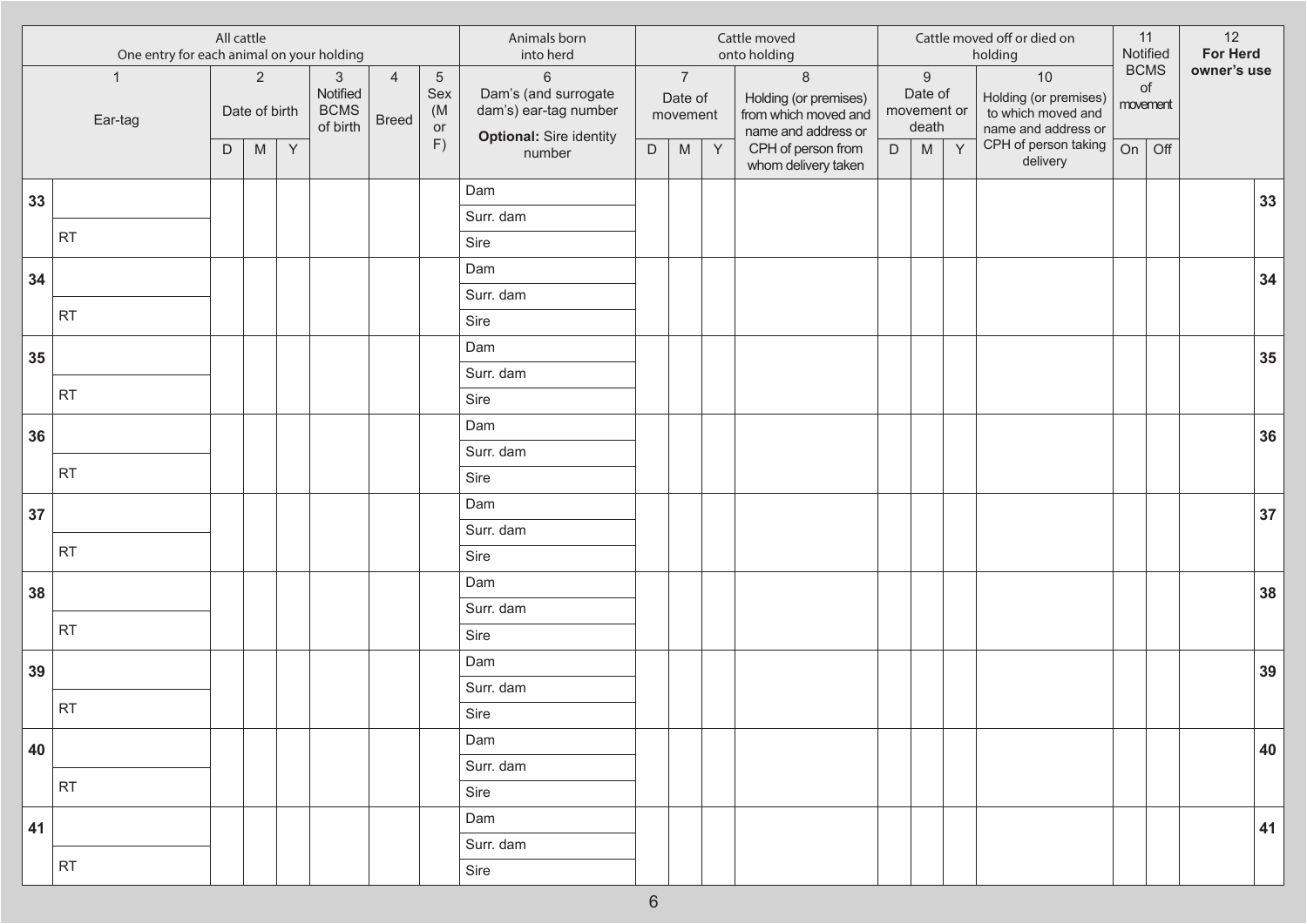| | All cattle<br>One entry for each animal on your holding | | | | | | | Animals born into herd | Cattle moved onto holding | | | | Cattle moved off or died on holding | | | | 11<br>Notified BCMS of movement | | 12<br>**For Herd owner's use** | |
|---|---|---|---|---|---|---|---|---|---|---|---|---|---|---|---|---|---|---|---|---|
| | 1<br>Ear-tag | 2<br>Date of birth | | | 3<br>Notified BCMS of birth | 4<br>Breed | 5<br>Sex (M or F) | 6<br>Dam's (and surrogate dam's) ear-tag number<br>**Optional:** Sire identity number | 7<br>Date of movement | | | 8<br>Holding (or premises) from which moved and name and address or CPH of person from whom delivery taken | 9<br>Date of movement or death | | | 10<br>Holding (or premises) to which moved and name and address or CPH of person taking delivery | | | | |
| | | D | M | Y | | | | | D | M | Y | | D | M | Y | | On | Off | | |
| **33** | | | | | | | | Dam | | | | | | | | | | | | **33** |
| | | | | | | | | Surr. dam | | | | | | | | | | | | |
| | RT | | | | | | | Sire | | | | | | | | | | | | |
| **34** | | | | | | | | Dam | | | | | | | | | | | | **34** |
| | | | | | | | | Surr. dam | | | | | | | | | | | | |
| | RT | | | | | | | Sire | | | | | | | | | | | | |
| **35** | | | | | | | | Dam | | | | | | | | | | | | **35** |
| | | | | | | | | Surr. dam | | | | | | | | | | | | |
| | RT | | | | | | | Sire | | | | | | | | | | | | |
| **36** | | | | | | | | Dam | | | | | | | | | | | | **36** |
| | | | | | | | | Surr. dam | | | | | | | | | | | | |
| | RT | | | | | | | Sire | | | | | | | | | | | | |
| **37** | | | | | | | | Dam | | | | | | | | | | | | **37** |
| | | | | | | | | Surr. dam | | | | | | | | | | | | |
| | RT | | | | | | | Sire | | | | | | | | | | | | |
| **38** | | | | | | | | Dam | | | | | | | | | | | | **38** |
| | | | | | | | | Surr. dam | | | | | | | | | | | | |
| | RT | | | | | | | Sire | | | | | | | | | | | | |
| **39** | | | | | | | | Dam | | | | | | | | | | | | **39** |
| | | | | | | | | Surr. dam | | | | | | | | | | | | |
| | RT | | | | | | | Sire | | | | | | | | | | | | |
| **40** | | | | | | | | Dam | | | | | | | | | | | | **40** |
| | | | | | | | | Surr. dam | | | | | | | | | | | | |
| | RT | | | | | | | Sire | | | | | | | | | | | | |
| **41** | | | | | | | | Dam | | | | | | | | | | | | **41** |
| | | | | | | | | Surr. dam | | | | | | | | | | | | |
| | RT | | | | | | | Sire | | | | | | | | | | | | |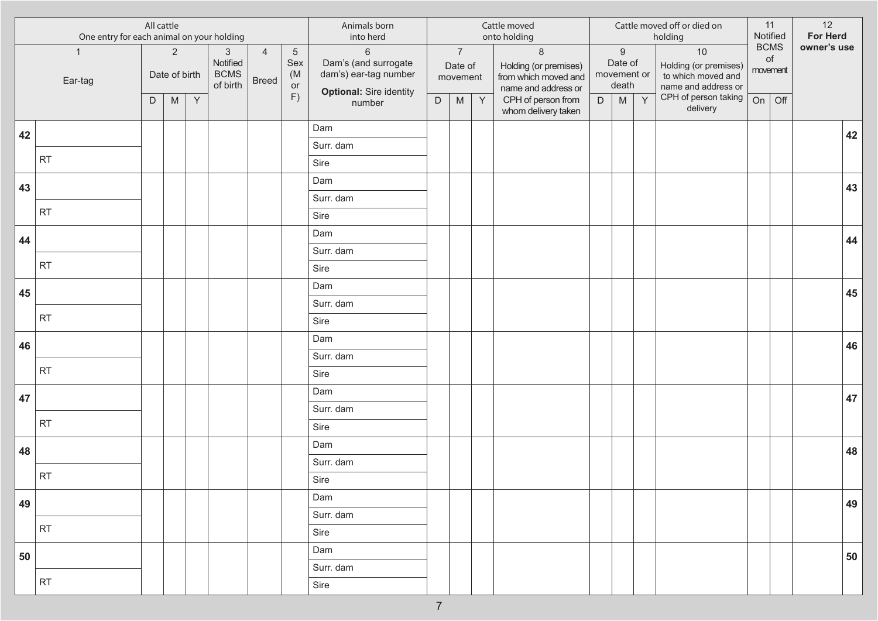| All cattle<br>One entry for each animal on your holding | | | | | | | | Animals born into herd | Cattle moved onto holding | | | | Cattle moved off or died on holding | | | | 11<br>Notified BCMS of movement | | 12<br>**For Herd owner's use** | |
|---|---|---|---|---|---|---|---|---|---|---|---|---|---|---|---|---|---|---|---|---|
| 1<br>Ear-tag | | 2<br>Date of birth | | | 3<br>Notified BCMS of birth | 4<br>Breed | 5<br>Sex (M or F) | 6<br>Dam's (and surrogate dam's) ear-tag number<br>**Optional:** Sire identity number | 7<br>Date of movement | | | 8<br>Holding (or premises) from which moved and name and address or CPH of person from whom delivery taken | 9<br>Date of movement or death | | | 10<br>Holding (or premises) to which moved and name and address or CPH of person taking delivery | | | | |
| | | D | M | Y | | | | | D | M | Y | | D | M | Y | | On | Off | | |
| **42** | | | | | | | | Dam | | | | | | | | | | | | **42** |
| | | | | | | | | Surr. dam | | | | | | | | | | | | |
| | RT | | | | | | | Sire | | | | | | | | | | | | |
| **43** | | | | | | | | Dam | | | | | | | | | | | | **43** |
| | | | | | | | | Surr. dam | | | | | | | | | | | | |
| | RT | | | | | | | Sire | | | | | | | | | | | | |
| **44** | | | | | | | | Dam | | | | | | | | | | | | **44** |
| | | | | | | | | Surr. dam | | | | | | | | | | | | |
| | RT | | | | | | | Sire | | | | | | | | | | | | |
| **45** | | | | | | | | Dam | | | | | | | | | | | | **45** |
| | | | | | | | | Surr. dam | | | | | | | | | | | | |
| | RT | | | | | | | Sire | | | | | | | | | | | | |
| **46** | | | | | | | | Dam | | | | | | | | | | | | **46** |
| | | | | | | | | Surr. dam | | | | | | | | | | | | |
| | RT | | | | | | | Sire | | | | | | | | | | | | |
| **47** | | | | | | | | Dam | | | | | | | | | | | | **47** |
| | | | | | | | | Surr. dam | | | | | | | | | | | | |
| | RT | | | | | | | Sire | | | | | | | | | | | | |
| **48** | | | | | | | | Dam | | | | | | | | | | | | **48** |
| | | | | | | | | Surr. dam | | | | | | | | | | | | |
| | RT | | | | | | | Sire | | | | | | | | | | | | |
| **49** | | | | | | | | Dam | | | | | | | | | | | | **49** |
| | | | | | | | | Surr. dam | | | | | | | | | | | | |
| | RT | | | | | | | Sire | | | | | | | | | | | | |
| **50** | | | | | | | | Dam | | | | | | | | | | | | **50** |
| | | | | | | | | Surr. dam | | | | | | | | | | | | |
| | RT | | | | | | | Sire | | | | | | | | | | | | |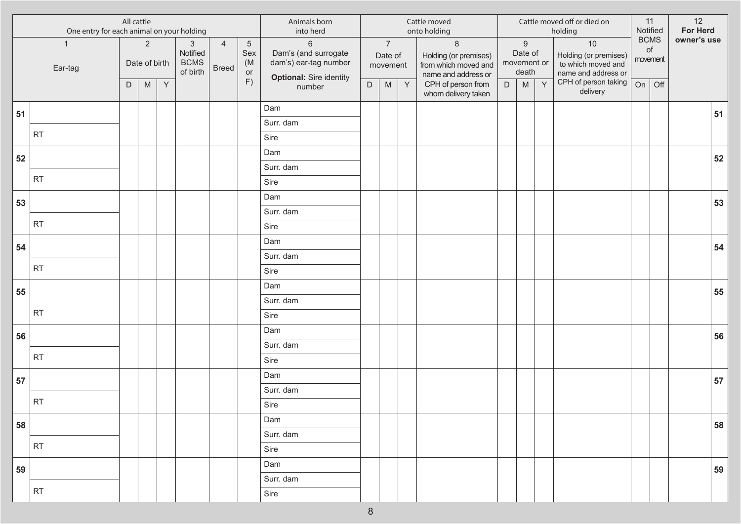| | All cattle<br>One entry for each animal on your holding | | | | | | | Animals born into herd | Cattle moved onto holding | | | | Cattle moved off or died on holding | | | | 11 | | 12 | |
|---|---|---|---|---|---|---|---|---|---|---|---|---|---|---|---|---|---|---|---|---|
| | 1<br>Ear-tag | 2<br>Date of birth | | | 3<br>Notified BCMS of birth | 4<br>Breed | 5<br>Sex (M or F) | 6<br>Dam's (and surrogate dam's) ear-tag number<br>**Optional:** Sire identity number | 7<br>Date of movement | | | 8<br>Holding (or premises) from which moved and name and address or CPH of person from whom delivery taken | 9<br>Date of movement or death | | | 10<br>Holding (or premises) to which moved and name and address or CPH of person taking delivery | Notified BCMS of movement | | **For Herd owner's use** | |
| | | D | M | Y | | | | | D | M | Y | | D | M | Y | | On | Off | | |
| 51 | | | | | | | | Dam | | | | | | | | | | | | 51 |
| | | | | | | | | Surr. dam | | | | | | | | | | | | |
| | RT | | | | | | | Sire | | | | | | | | | | | | |
| 52 | | | | | | | | Dam | | | | | | | | | | | | 52 |
| | | | | | | | | Surr. dam | | | | | | | | | | | | |
| | RT | | | | | | | Sire | | | | | | | | | | | | |
| 53 | | | | | | | | Dam | | | | | | | | | | | | 53 |
| | | | | | | | | Surr. dam | | | | | | | | | | | | |
| | RT | | | | | | | Sire | | | | | | | | | | | | |
| 54 | | | | | | | | Dam | | | | | | | | | | | | 54 |
| | | | | | | | | Surr. dam | | | | | | | | | | | | |
| | RT | | | | | | | Sire | | | | | | | | | | | | |
| 55 | | | | | | | | Dam | | | | | | | | | | | | 55 |
| | | | | | | | | Surr. dam | | | | | | | | | | | | |
| | RT | | | | | | | Sire | | | | | | | | | | | | |
| 56 | | | | | | | | Dam | | | | | | | | | | | | 56 |
| | | | | | | | | Surr. dam | | | | | | | | | | | | |
| | RT | | | | | | | Sire | | | | | | | | | | | | |
| 57 | | | | | | | | Dam | | | | | | | | | | | | 57 |
| | | | | | | | | Surr. dam | | | | | | | | | | | | |
| | RT | | | | | | | Sire | | | | | | | | | | | | |
| 58 | | | | | | | | Dam | | | | | | | | | | | | 58 |
| | | | | | | | | Surr. dam | | | | | | | | | | | | |
| | RT | | | | | | | Sire | | | | | | | | | | | | |
| 59 | | | | | | | | Dam | | | | | | | | | | | | 59 |
| | | | | | | | | Surr. dam | | | | | | | | | | | | |
| | RT | | | | | | | Sire | | | | | | | | | | | | |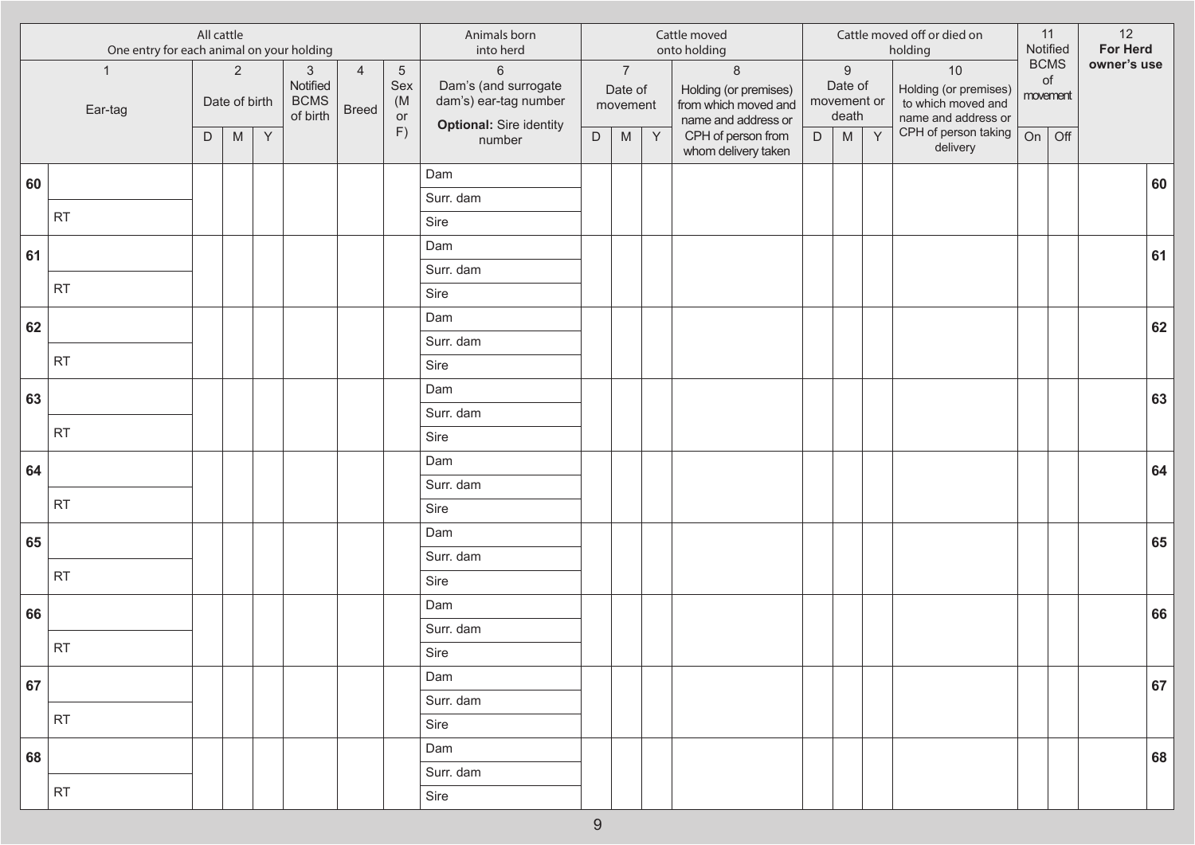| | All cattle<br>One entry for each animal on your holding | | | | | | | Animals born into herd | Cattle moved onto holding | | | | Cattle moved off or died on holding | | | | 11 | | 12 | |
|---|---|---|---|---|---|---|---|---|---|---|---|---|---|---|---|---|---|---|---|---|
| | 1<br>Ear-tag | 2<br>Date of birth | | | 3<br>Notified BCMS of birth | 4<br>Breed | 5<br>Sex (M or F) | 6<br>Dam's (and surrogate dam's) ear-tag number<br>**Optional:** Sire identity number | 7<br>Date of movement | | | 8<br>Holding (or premises) from which moved and name and address or CPH of person from whom delivery taken | 9<br>Date of movement or death | | | 10<br>Holding (or premises) to which moved and name and address or CPH of person taking delivery | Notified BCMS of movement | | **For Herd owner's use** | |
| | | D | M | Y | | | | | D | M | Y | | D | M | Y | | On | Off | | |
| **60** | | | | | | | | Dam | | | | | | | | | | | | **60** |
| | | | | | | | | Surr. dam | | | | | | | | | | | | |
| | RT | | | | | | | Sire | | | | | | | | | | | | |
| **61** | | | | | | | | Dam | | | | | | | | | | | | **61** |
| | | | | | | | | Surr. dam | | | | | | | | | | | | |
| | RT | | | | | | | Sire | | | | | | | | | | | | |
| **62** | | | | | | | | Dam | | | | | | | | | | | | **62** |
| | | | | | | | | Surr. dam | | | | | | | | | | | | |
| | RT | | | | | | | Sire | | | | | | | | | | | | |
| **63** | | | | | | | | Dam | | | | | | | | | | | | **63** |
| | | | | | | | | Surr. dam | | | | | | | | | | | | |
| | RT | | | | | | | Sire | | | | | | | | | | | | |
| **64** | | | | | | | | Dam | | | | | | | | | | | | **64** |
| | | | | | | | | Surr. dam | | | | | | | | | | | | |
| | RT | | | | | | | Sire | | | | | | | | | | | | |
| **65** | | | | | | | | Dam | | | | | | | | | | | | **65** |
| | | | | | | | | Surr. dam | | | | | | | | | | | | |
| | RT | | | | | | | Sire | | | | | | | | | | | | |
| **66** | | | | | | | | Dam | | | | | | | | | | | | **66** |
| | | | | | | | | Surr. dam | | | | | | | | | | | | |
| | RT | | | | | | | Sire | | | | | | | | | | | | |
| **67** | | | | | | | | Dam | | | | | | | | | | | | **67** |
| | | | | | | | | Surr. dam | | | | | | | | | | | | |
| | RT | | | | | | | Sire | | | | | | | | | | | | |
| **68** | | | | | | | | Dam | | | | | | | | | | | | **68** |
| | | | | | | | | Surr. dam | | | | | | | | | | | | |
| | RT | | | | | | | Sire | | | | | | | | | | | | |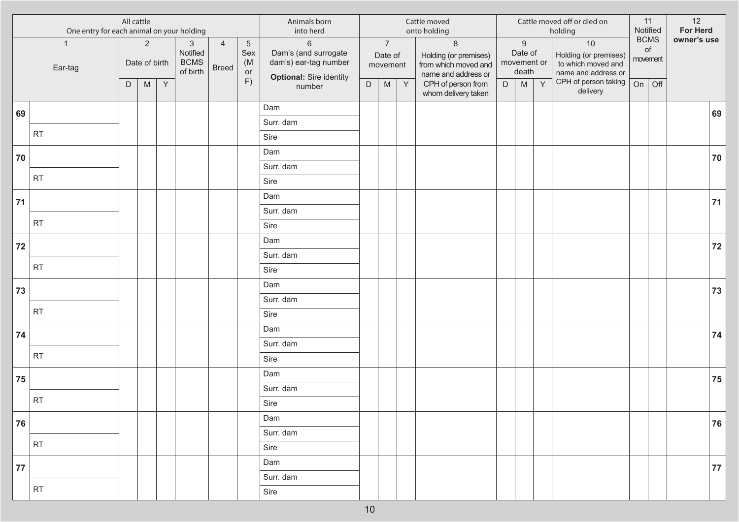| | All cattle One entry for each animal on your holding | | | | | | | Animals born into herd | Cattle moved onto holding | | | | Cattle moved off or died on holding | | | | 11 Notified BCMS of movement | | 12 For Herd owner's use | |
|---|---|---|---|---|---|---|---|---|---|---|---|---|---|---|---|---|---|---|---|---|
| | 1 Ear-tag | 2 Date of birth | | | 3 Notified BCMS of birth | 4 Breed | 5 Sex (M or F) | 6 Dam's (and surrogate dam's) ear-tag number **Optional:** Sire identity number | 7 Date of movement | | | 8 Holding (or premises) from which moved and name and address or CPH of person from whom delivery taken | 9 Date of movement or death | | | 10 Holding (or premises) to which moved and name and address or CPH of person taking delivery | | | | |
| | | D | M | Y | | | | | D | M | Y | | D | M | Y | | On | Off | | |
| 69 | | | | | | | | Dam | | | | | | | | | | | | 69 |
| | | | | | | | | Surr. dam | | | | | | | | | | | | |
| | RT | | | | | | | Sire | | | | | | | | | | | | |
| 70 | | | | | | | | Dam | | | | | | | | | | | | 70 |
| | | | | | | | | Surr. dam | | | | | | | | | | | | |
| | RT | | | | | | | Sire | | | | | | | | | | | | |
| 71 | | | | | | | | Dam | | | | | | | | | | | | 71 |
| | | | | | | | | Surr. dam | | | | | | | | | | | | |
| | RT | | | | | | | Sire | | | | | | | | | | | | |
| 72 | | | | | | | | Dam | | | | | | | | | | | | 72 |
| | | | | | | | | Surr. dam | | | | | | | | | | | | |
| | RT | | | | | | | Sire | | | | | | | | | | | | |
| 73 | | | | | | | | Dam | | | | | | | | | | | | 73 |
| | | | | | | | | Surr. dam | | | | | | | | | | | | |
| | RT | | | | | | | Sire | | | | | | | | | | | | |
| 74 | | | | | | | | Dam | | | | | | | | | | | | 74 |
| | | | | | | | | Surr. dam | | | | | | | | | | | | |
| | RT | | | | | | | Sire | | | | | | | | | | | | |
| 75 | | | | | | | | Dam | | | | | | | | | | | | 75 |
| | | | | | | | | Surr. dam | | | | | | | | | | | | |
| | RT | | | | | | | Sire | | | | | | | | | | | | |
| 76 | | | | | | | | Dam | | | | | | | | | | | | 76 |
| | | | | | | | | Surr. dam | | | | | | | | | | | | |
| | RT | | | | | | | Sire | | | | | | | | | | | | |
| 77 | | | | | | | | Dam | | | | | | | | | | | | 77 |
| | | | | | | | | Surr. dam | | | | | | | | | | | | |
| | RT | | | | | | | Sire | | | | | | | | | | | | |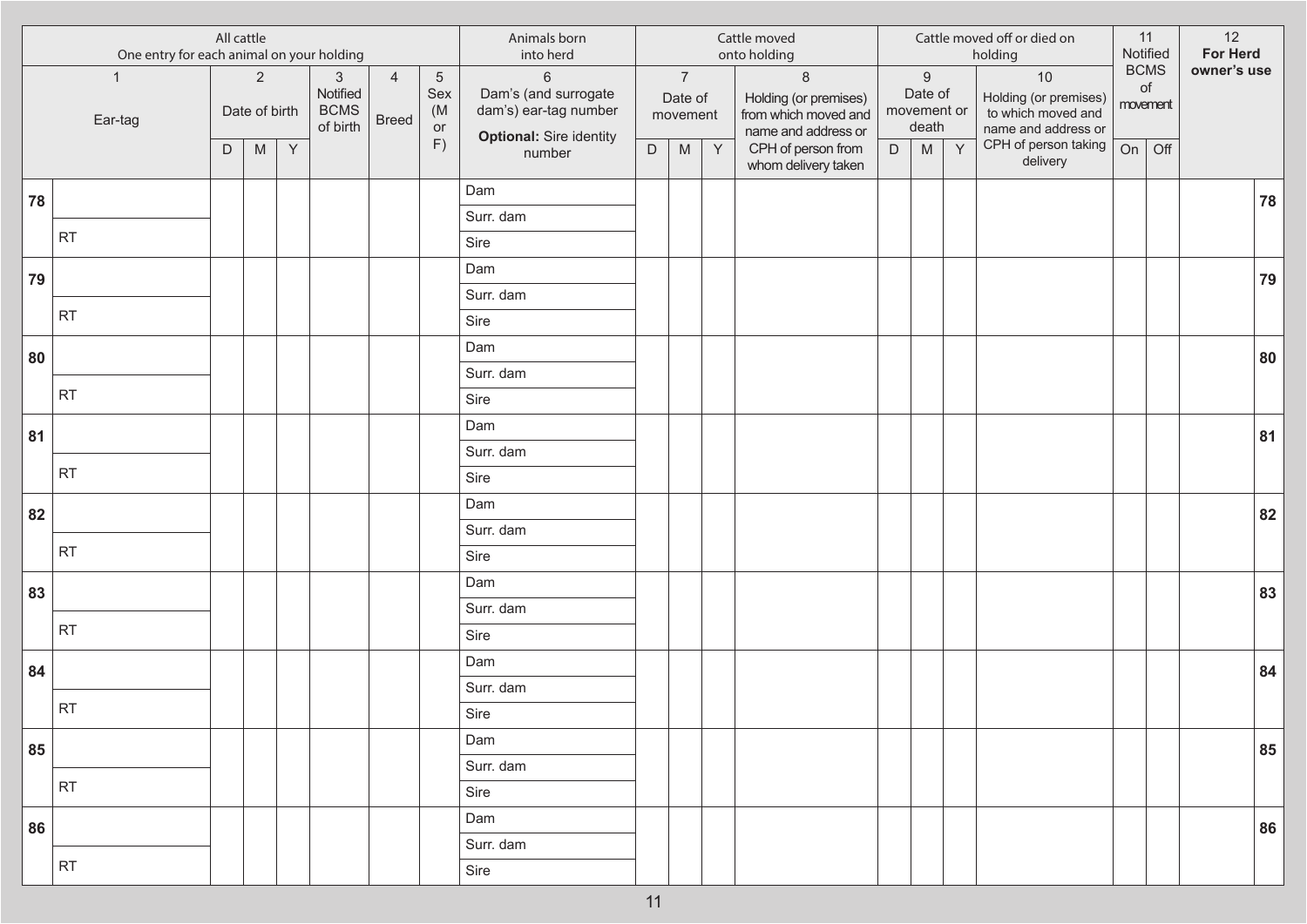| | All cattle<br>One entry for each animal on your holding | | | | | | | Animals born into herd | Cattle moved onto holding | | | | Cattle moved off or died on holding | | | | 11 Notified BCMS of movement | | 12 **For Herd owner's use** | |
|---|---|---|---|---|---|---|---|---|---|---|---|---|---|---|---|---|---|---|---|---|
| | 1<br>Ear-tag | 2<br>Date of birth | | | 3<br>Notified BCMS of birth | 4<br>Breed | 5<br>Sex (M or F) | 6<br>Dam's (and surrogate dam's) ear-tag number<br>**Optional:** Sire identity number | 7<br>Date of movement | | | 8<br>Holding (or premises) from which moved and name and address or CPH of person from whom delivery taken | 9<br>Date of movement or death | | | 10<br>Holding (or premises) to which moved and name and address or CPH of person taking delivery | | | | |
| | | D | M | Y | | | | | D | M | Y | | D | M | Y | | On | Off | | |
| **78** | | | | | | | | Dam | | | | | | | | | | | | **78** |
| | | | | | | | | Surr. dam | | | | | | | | | | | | |
| | RT | | | | | | | Sire | | | | | | | | | | | | |
| **79** | | | | | | | | Dam | | | | | | | | | | | | **79** |
| | | | | | | | | Surr. dam | | | | | | | | | | | | |
| | RT | | | | | | | Sire | | | | | | | | | | | | |
| **80** | | | | | | | | Dam | | | | | | | | | | | | **80** |
| | | | | | | | | Surr. dam | | | | | | | | | | | | |
| | RT | | | | | | | Sire | | | | | | | | | | | | |
| **81** | | | | | | | | Dam | | | | | | | | | | | | **81** |
| | | | | | | | | Surr. dam | | | | | | | | | | | | |
| | RT | | | | | | | Sire | | | | | | | | | | | | |
| **82** | | | | | | | | Dam | | | | | | | | | | | | **82** |
| | | | | | | | | Surr. dam | | | | | | | | | | | | |
| | RT | | | | | | | Sire | | | | | | | | | | | | |
| **83** | | | | | | | | Dam | | | | | | | | | | | | **83** |
| | | | | | | | | Surr. dam | | | | | | | | | | | | |
| | RT | | | | | | | Sire | | | | | | | | | | | | |
| **84** | | | | | | | | Dam | | | | | | | | | | | | **84** |
| | | | | | | | | Surr. dam | | | | | | | | | | | | |
| | RT | | | | | | | Sire | | | | | | | | | | | | |
| **85** | | | | | | | | Dam | | | | | | | | | | | | **85** |
| | | | | | | | | Surr. dam | | | | | | | | | | | | |
| | RT | | | | | | | Sire | | | | | | | | | | | | |
| **86** | | | | | | | | Dam | | | | | | | | | | | | **86** |
| | | | | | | | | Surr. dam | | | | | | | | | | | | |
| | RT | | | | | | | Sire | | | | | | | | | | | | |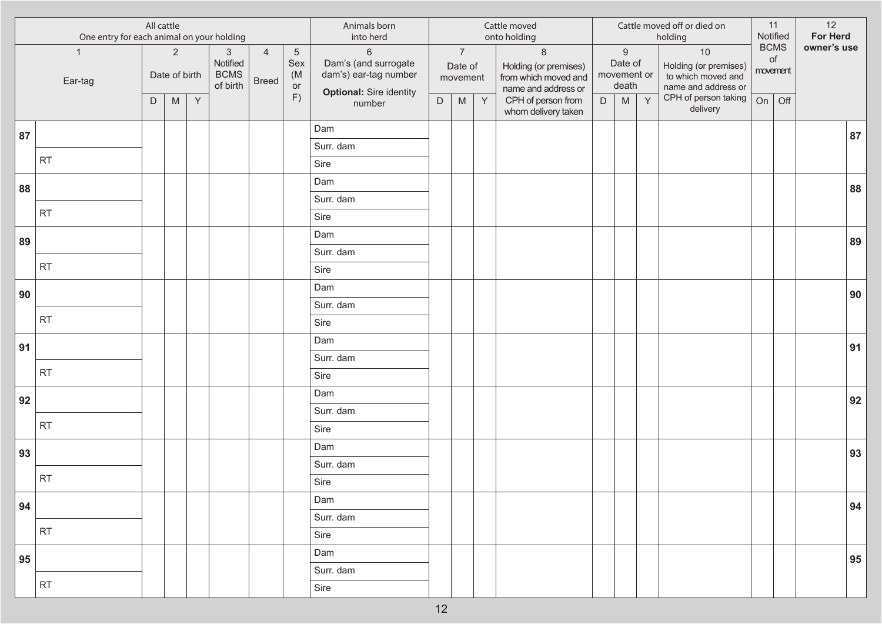| | All cattle<br>One entry for each animal on your holding | | | | | | | Animals born into herd | Cattle moved onto holding | | | | Cattle moved off or died on holding | | | | 11<br>Notified BCMS of movement | | 12<br>**For Herd owner's use** | |
|---|---|---|---|---|---|---|---|---|---|---|---|---|---|---|---|---|---|---|---|---|
| | 1<br>Ear-tag | 2<br>Date of birth | | | 3<br>Notified BCMS of birth | 4<br>Breed | 5<br>Sex (M or F) | 6<br>Dam's (and surrogate dam's) ear-tag number<br>**Optional:** Sire identity number | 7<br>Date of movement | | | 8<br>Holding (or premises) from which moved and name and address or CPH of person from whom delivery taken | 9<br>Date of movement or death | | | 10<br>Holding (or premises) to which moved and name and address or CPH of person taking delivery | | | | |
| | | D | M | Y | | | | | D | M | Y | | D | M | Y | | On | Off | | |
| **87** | | | | | | | | Dam | | | | | | | | | | | | **87** |
| | | | | | | | | Surr. dam | | | | | | | | | | | | |
| | RT | | | | | | | Sire | | | | | | | | | | | | |
| **88** | | | | | | | | Dam | | | | | | | | | | | | **88** |
| | | | | | | | | Surr. dam | | | | | | | | | | | | |
| | RT | | | | | | | Sire | | | | | | | | | | | | |
| **89** | | | | | | | | Dam | | | | | | | | | | | | **89** |
| | | | | | | | | Surr. dam | | | | | | | | | | | | |
| | RT | | | | | | | Sire | | | | | | | | | | | | |
| **90** | | | | | | | | Dam | | | | | | | | | | | | **90** |
| | | | | | | | | Surr. dam | | | | | | | | | | | | |
| | RT | | | | | | | Sire | | | | | | | | | | | | |
| **91** | | | | | | | | Dam | | | | | | | | | | | | **91** |
| | | | | | | | | Surr. dam | | | | | | | | | | | | |
| | RT | | | | | | | Sire | | | | | | | | | | | | |
| **92** | | | | | | | | Dam | | | | | | | | | | | | **92** |
| | | | | | | | | Surr. dam | | | | | | | | | | | | |
| | RT | | | | | | | Sire | | | | | | | | | | | | |
| **93** | | | | | | | | Dam | | | | | | | | | | | | **93** |
| | | | | | | | | Surr. dam | | | | | | | | | | | | |
| | RT | | | | | | | Sire | | | | | | | | | | | | |
| **94** | | | | | | | | Dam | | | | | | | | | | | | **94** |
| | | | | | | | | Surr. dam | | | | | | | | | | | | |
| | RT | | | | | | | Sire | | | | | | | | | | | | |
| **95** | | | | | | | | Dam | | | | | | | | | | | | **95** |
| | | | | | | | | Surr. dam | | | | | | | | | | | | |
| | RT | | | | | | | Sire | | | | | | | | | | | | |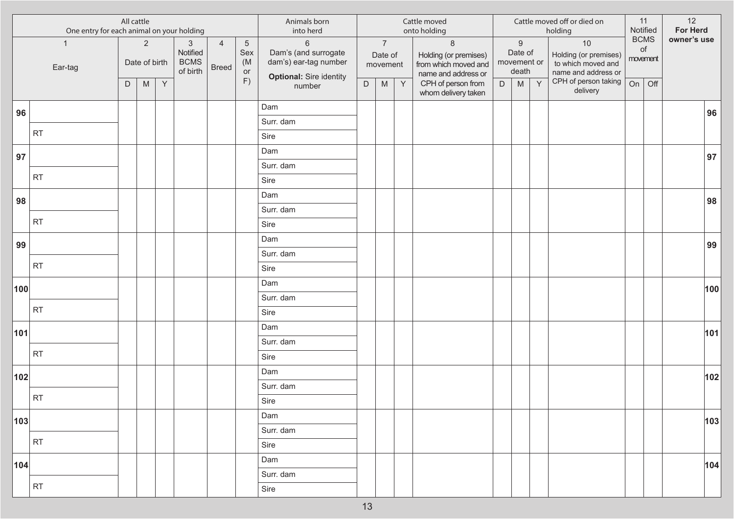| All cattle<br>One entry for each animal on your holding | | | | | | | | Animals born into herd | Cattle moved onto holding | | | | Cattle moved off or died on holding | | | | 11<br>Notified BCMS of movement | | 12<br>**For Herd owner's use** | |
|---|---|---|---|---|---|---|---|---|---|---|---|---|---|---|---|---|---|---|---|---|
| 1<br>Ear-tag | | 2<br>Date of birth | | | 3<br>Notified BCMS of birth | 4<br>Breed | 5<br>Sex (M or F) | 6<br>Dam's (and surrogate dam's) ear-tag number<br>**Optional:** Sire identity number | 7<br>Date of movement | | | 8<br>Holding (or premises) from which moved and name and address or CPH of person from whom delivery taken | 9<br>Date of movement or death | | | 10<br>Holding (or premises) to which moved and name and address or CPH of person taking delivery | | | | |
| | | D | M | Y | | | | | D | M | Y | | D | M | Y | | On | Off | | |
| 96 | | | | | | | | Dam | | | | | | | | | | | | 96 |
| | | | | | | | | Surr. dam | | | | | | | | | | | | |
| | RT | | | | | | | Sire | | | | | | | | | | | | |
| 97 | | | | | | | | Dam | | | | | | | | | | | | 97 |
| | | | | | | | | Surr. dam | | | | | | | | | | | | |
| | RT | | | | | | | Sire | | | | | | | | | | | | |
| 98 | | | | | | | | Dam | | | | | | | | | | | | 98 |
| | | | | | | | | Surr. dam | | | | | | | | | | | | |
| | RT | | | | | | | Sire | | | | | | | | | | | | |
| 99 | | | | | | | | Dam | | | | | | | | | | | | 99 |
| | | | | | | | | Surr. dam | | | | | | | | | | | | |
| | RT | | | | | | | Sire | | | | | | | | | | | | |
| 100 | | | | | | | | Dam | | | | | | | | | | | | 100 |
| | | | | | | | | Surr. dam | | | | | | | | | | | | |
| | RT | | | | | | | Sire | | | | | | | | | | | | |
| 101 | | | | | | | | Dam | | | | | | | | | | | | 101 |
| | | | | | | | | Surr. dam | | | | | | | | | | | | |
| | RT | | | | | | | Sire | | | | | | | | | | | | |
| 102 | | | | | | | | Dam | | | | | | | | | | | | 102 |
| | | | | | | | | Surr. dam | | | | | | | | | | | | |
| | RT | | | | | | | Sire | | | | | | | | | | | | |
| 103 | | | | | | | | Dam | | | | | | | | | | | | 103 |
| | | | | | | | | Surr. dam | | | | | | | | | | | | |
| | RT | | | | | | | Sire | | | | | | | | | | | | |
| 104 | | | | | | | | Dam | | | | | | | | | | | | 104 |
| | | | | | | | | Surr. dam | | | | | | | | | | | | |
| | RT | | | | | | | Sire | | | | | | | | | | | | |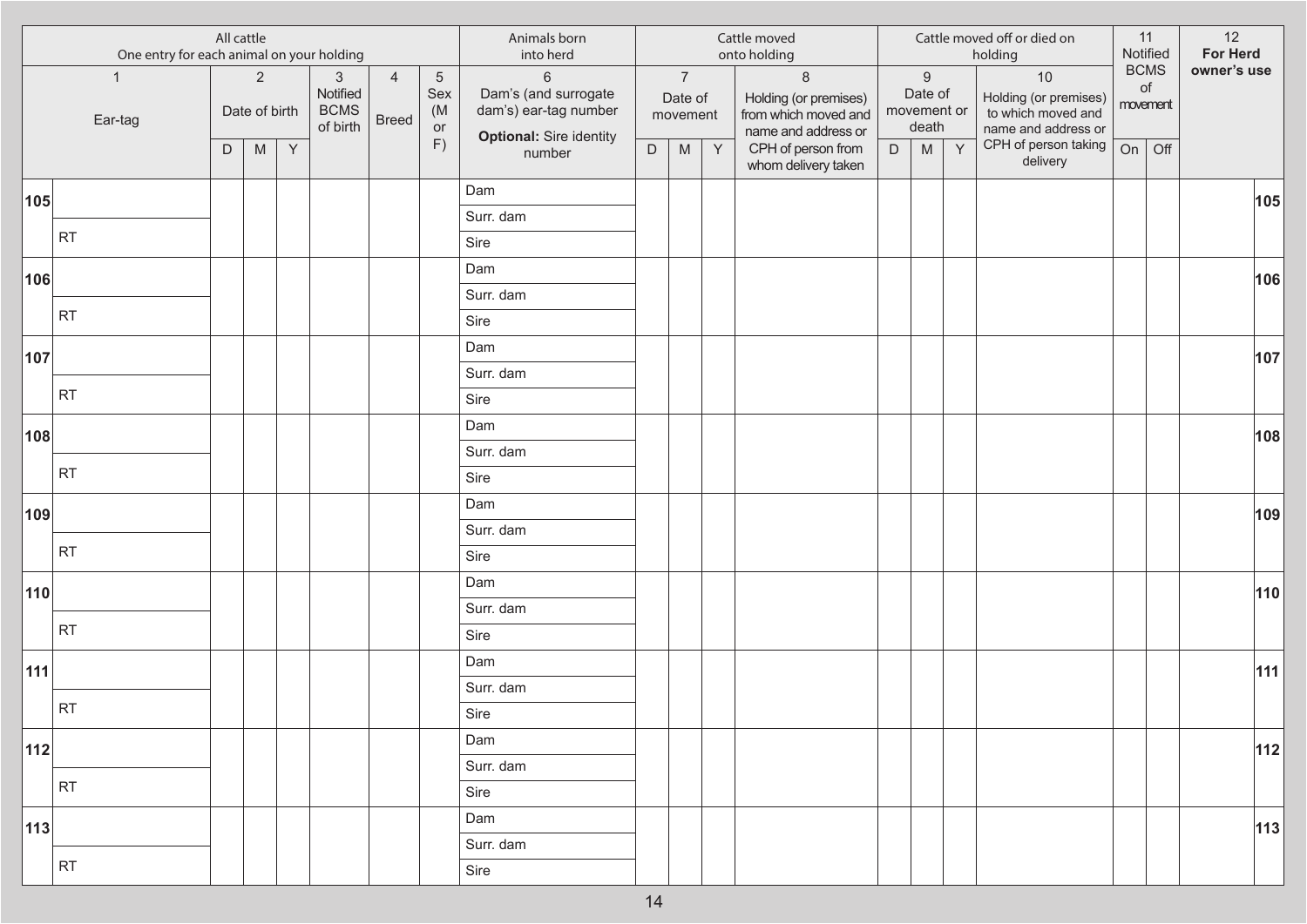| All cattle<br>One entry for each animal on your holding | | | | | | | Animals born into herd | Cattle moved onto holding | | | | Cattle moved off or died on holding | | | | 11 Notified BCMS of movement | | 12 **For Herd owner's use** | |
|---|---|---|---|---|---|---|---|---|---|---|---|---|---|---|---|---|---|---|---|
| | 1<br>Ear-tag | 2<br>Date of birth | | | 3<br>Notified BCMS of birth | 4<br>Breed | 5<br>Sex (M or F) | 6<br>Dam's (and surrogate dam's) ear-tag number<br>**Optional:** Sire identity number | 7<br>Date of movement | | | 8<br>Holding (or premises) from which moved and name and address or CPH of person from whom delivery taken | 9<br>Date of movement or death | | | 10<br>Holding (or premises) to which moved and name and address or CPH of person taking delivery | | | |
| | | D | M | Y | | | | | D | M | Y | | D | M | Y | | On | Off | |
| **105** | | | | | | | | Dam | | | | | | | | | | | **105** |
| | | | | | | | | Surr. dam | | | | | | | | | | | |
| | RT | | | | | | | Sire | | | | | | | | | | | |
| **106** | | | | | | | | Dam | | | | | | | | | | | **106** |
| | | | | | | | | Surr. dam | | | | | | | | | | | |
| | RT | | | | | | | Sire | | | | | | | | | | | |
| **107** | | | | | | | | Dam | | | | | | | | | | | **107** |
| | | | | | | | | Surr. dam | | | | | | | | | | | |
| | RT | | | | | | | Sire | | | | | | | | | | | |
| **108** | | | | | | | | Dam | | | | | | | | | | | **108** |
| | | | | | | | | Surr. dam | | | | | | | | | | | |
| | RT | | | | | | | Sire | | | | | | | | | | | |
| **109** | | | | | | | | Dam | | | | | | | | | | | **109** |
| | | | | | | | | Surr. dam | | | | | | | | | | | |
| | RT | | | | | | | Sire | | | | | | | | | | | |
| **110** | | | | | | | | Dam | | | | | | | | | | | **110** |
| | | | | | | | | Surr. dam | | | | | | | | | | | |
| | RT | | | | | | | Sire | | | | | | | | | | | |
| **111** | | | | | | | | Dam | | | | | | | | | | | **111** |
| | | | | | | | | Surr. dam | | | | | | | | | | | |
| | RT | | | | | | | Sire | | | | | | | | | | | |
| **112** | | | | | | | | Dam | | | | | | | | | | | **112** |
| | | | | | | | | Surr. dam | | | | | | | | | | | |
| | RT | | | | | | | Sire | | | | | | | | | | | |
| **113** | | | | | | | | Dam | | | | | | | | | | | **113** |
| | | | | | | | | Surr. dam | | | | | | | | | | | |
| | RT | | | | | | | Sire | | | | | | | | | | | |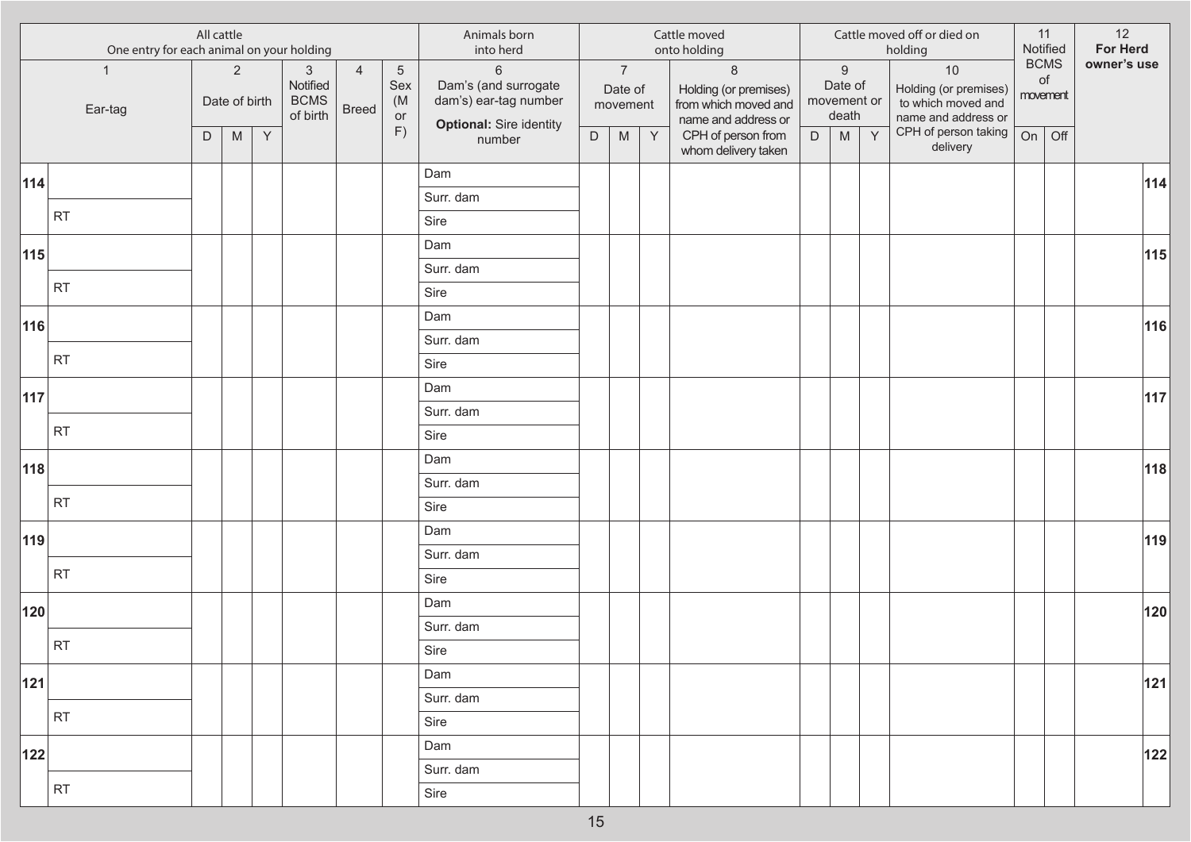| | All cattle<br>One entry for each animal on your holding | | | | | | | Animals born into herd | Cattle moved onto holding | | | | Cattle moved off or died on holding | | | | 11 Notified BCMS of movement | | 12 For Herd owner's use | |
|---|---|---|---|---|---|---|---|---|---|---|---|---|---|---|---|---|---|---|---|---|
| | 1<br>Ear-tag | 2<br>Date of birth | | | 3<br>Notified BCMS of birth | 4<br>Breed | 5<br>Sex (M or F) | 6<br>Dam's (and surrogate dam's) ear-tag number<br>**Optional:** Sire identity number | 7<br>Date of movement | | | 8<br>Holding (or premises) from which moved and name and address or CPH of person from whom delivery taken | 9<br>Date of movement or death | | | 10<br>Holding (or premises) to which moved and name and address or CPH of person taking delivery | | | | |
| | | D | M | Y | | | | | D | M | Y | | D | M | Y | | On | Off | | |
| **114** | | | | | | | | Dam | | | | | | | | | | | | **114** |
| | | | | | | | | Surr. dam | | | | | | | | | | | | |
| | RT | | | | | | | Sire | | | | | | | | | | | | |
| **115** | | | | | | | | Dam | | | | | | | | | | | | **115** |
| | | | | | | | | Surr. dam | | | | | | | | | | | | |
| | RT | | | | | | | Sire | | | | | | | | | | | | |
| **116** | | | | | | | | Dam | | | | | | | | | | | | **116** |
| | | | | | | | | Surr. dam | | | | | | | | | | | | |
| | RT | | | | | | | Sire | | | | | | | | | | | | |
| **117** | | | | | | | | Dam | | | | | | | | | | | | **117** |
| | | | | | | | | Surr. dam | | | | | | | | | | | | |
| | RT | | | | | | | Sire | | | | | | | | | | | | |
| **118** | | | | | | | | Dam | | | | | | | | | | | | **118** |
| | | | | | | | | Surr. dam | | | | | | | | | | | | |
| | RT | | | | | | | Sire | | | | | | | | | | | | |
| **119** | | | | | | | | Dam | | | | | | | | | | | | **119** |
| | | | | | | | | Surr. dam | | | | | | | | | | | | |
| | RT | | | | | | | Sire | | | | | | | | | | | | |
| **120** | | | | | | | | Dam | | | | | | | | | | | | **120** |
| | | | | | | | | Surr. dam | | | | | | | | | | | | |
| | RT | | | | | | | Sire | | | | | | | | | | | | |
| **121** | | | | | | | | Dam | | | | | | | | | | | | **121** |
| | | | | | | | | Surr. dam | | | | | | | | | | | | |
| | RT | | | | | | | Sire | | | | | | | | | | | | |
| **122** | | | | | | | | Dam | | | | | | | | | | | | **122** |
| | | | | | | | | Surr. dam | | | | | | | | | | | | |
| | RT | | | | | | | Sire | | | | | | | | | | | | |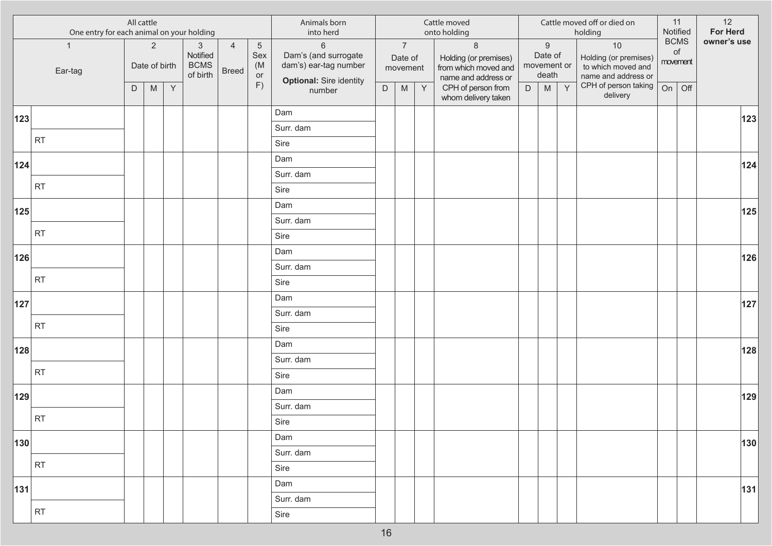| | All cattle<br>One entry for each animal on your holding | | | | | | | Animals born into herd | Cattle moved onto holding | | | | Cattle moved off or died on holding | | | | 11 | | 12 | |
|---|---|---|---|---|---|---|---|---|---|---|---|---|---|---|---|---|---|---|---|---|
| | 1<br>Ear-tag | 2<br>Date of birth | | | 3<br>Notified BCMS of birth | 4<br>Breed | 5<br>Sex (M or F) | 6<br>Dam's (and surrogate dam's) ear-tag number<br>**Optional:** Sire identity number | 7<br>Date of movement | | | 8<br>Holding (or premises) from which moved and name and address or CPH of person from whom delivery taken | 9<br>Date of movement or death | | | 10<br>Holding (or premises) to which moved and name and address or CPH of person taking delivery | Notified BCMS of movement | | **For Herd owner's use** | |
| | | D | M | Y | | | | | D | M | Y | | D | M | Y | | On | Off | | |
| **123** | | | | | | | | Dam | | | | | | | | | | | | **123** |
| | | | | | | | | Surr. dam | | | | | | | | | | | | |
| | RT | | | | | | | Sire | | | | | | | | | | | | |
| **124** | | | | | | | | Dam | | | | | | | | | | | | **124** |
| | | | | | | | | Surr. dam | | | | | | | | | | | | |
| | RT | | | | | | | Sire | | | | | | | | | | | | |
| **125** | | | | | | | | Dam | | | | | | | | | | | | **125** |
| | | | | | | | | Surr. dam | | | | | | | | | | | | |
| | RT | | | | | | | Sire | | | | | | | | | | | | |
| **126** | | | | | | | | Dam | | | | | | | | | | | | **126** |
| | | | | | | | | Surr. dam | | | | | | | | | | | | |
| | RT | | | | | | | Sire | | | | | | | | | | | | |
| **127** | | | | | | | | Dam | | | | | | | | | | | | **127** |
| | | | | | | | | Surr. dam | | | | | | | | | | | | |
| | RT | | | | | | | Sire | | | | | | | | | | | | |
| **128** | | | | | | | | Dam | | | | | | | | | | | | **128** |
| | | | | | | | | Surr. dam | | | | | | | | | | | | |
| | RT | | | | | | | Sire | | | | | | | | | | | | |
| **129** | | | | | | | | Dam | | | | | | | | | | | | **129** |
| | | | | | | | | Surr. dam | | | | | | | | | | | | |
| | RT | | | | | | | Sire | | | | | | | | | | | | |
| **130** | | | | | | | | Dam | | | | | | | | | | | | **130** |
| | | | | | | | | Surr. dam | | | | | | | | | | | | |
| | RT | | | | | | | Sire | | | | | | | | | | | | |
| **131** | | | | | | | | Dam | | | | | | | | | | | | **131** |
| | | | | | | | | Surr. dam | | | | | | | | | | | | |
| | RT | | | | | | | Sire | | | | | | | | | | | | |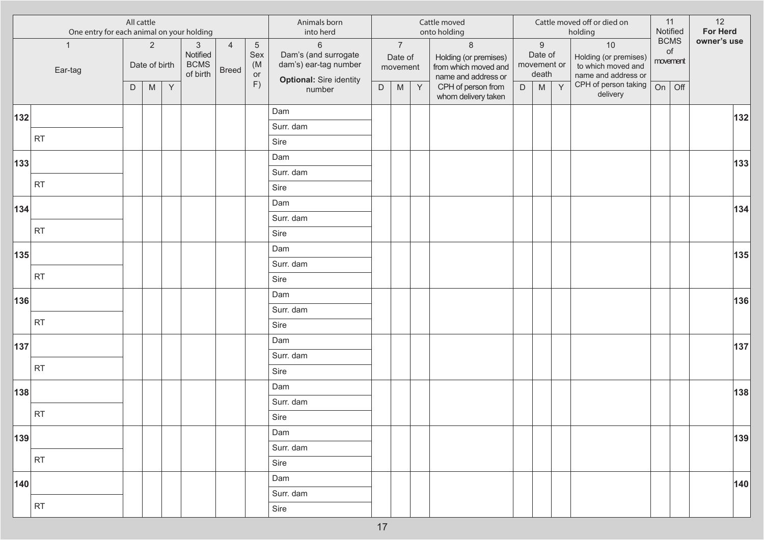| All cattle One entry for each animal on your holding | | | | | | | | Animals born into herd | Cattle moved onto holding | | | | Cattle moved off or died on holding | | | | 11 Notified BCMS of movement | | 12 **For Herd owner's use** | |
|---|---|---|---|---|---|---|---|---|---|---|---|---|---|---|---|---|---|---|---|---|
| | 1 Ear-tag | 2 Date of birth | | | 3 Notified BCMS of birth | 4 Breed | 5 Sex (M or F) | 6 Dam's (and surrogate dam's) ear-tag number **Optional:** Sire identity number | 7 Date of movement | | | 8 Holding (or premises) from which moved and name and address or CPH of person from whom delivery taken | 9 Date of movement or death | | | 10 Holding (or premises) to which moved and name and address or CPH of person taking delivery | | | | |
| | | D | M | Y | | | | | D | M | Y | | D | M | Y | | On | Off | | |
| **132** | | | | | | | | Dam | | | | | | | | | | | | **132** |
| | | | | | | | | Surr. dam | | | | | | | | | | | | |
| | RT | | | | | | | Sire | | | | | | | | | | | | |
| **133** | | | | | | | | Dam | | | | | | | | | | | | **133** |
| | | | | | | | | Surr. dam | | | | | | | | | | | | |
| | RT | | | | | | | Sire | | | | | | | | | | | | |
| **134** | | | | | | | | Dam | | | | | | | | | | | | **134** |
| | | | | | | | | Surr. dam | | | | | | | | | | | | |
| | RT | | | | | | | Sire | | | | | | | | | | | | |
| **135** | | | | | | | | Dam | | | | | | | | | | | | **135** |
| | | | | | | | | Surr. dam | | | | | | | | | | | | |
| | RT | | | | | | | Sire | | | | | | | | | | | | |
| **136** | | | | | | | | Dam | | | | | | | | | | | | **136** |
| | | | | | | | | Surr. dam | | | | | | | | | | | | |
| | RT | | | | | | | Sire | | | | | | | | | | | | |
| **137** | | | | | | | | Dam | | | | | | | | | | | | **137** |
| | | | | | | | | Surr. dam | | | | | | | | | | | | |
| | RT | | | | | | | Sire | | | | | | | | | | | | |
| **138** | | | | | | | | Dam | | | | | | | | | | | | **138** |
| | | | | | | | | Surr. dam | | | | | | | | | | | | |
| | RT | | | | | | | Sire | | | | | | | | | | | | |
| **139** | | | | | | | | Dam | | | | | | | | | | | | **139** |
| | | | | | | | | Surr. dam | | | | | | | | | | | | |
| | RT | | | | | | | Sire | | | | | | | | | | | | |
| **140** | | | | | | | | Dam | | | | | | | | | | | | **140** |
| | | | | | | | | Surr. dam | | | | | | | | | | | | |
| | RT | | | | | | | Sire | | | | | | | | | | | | |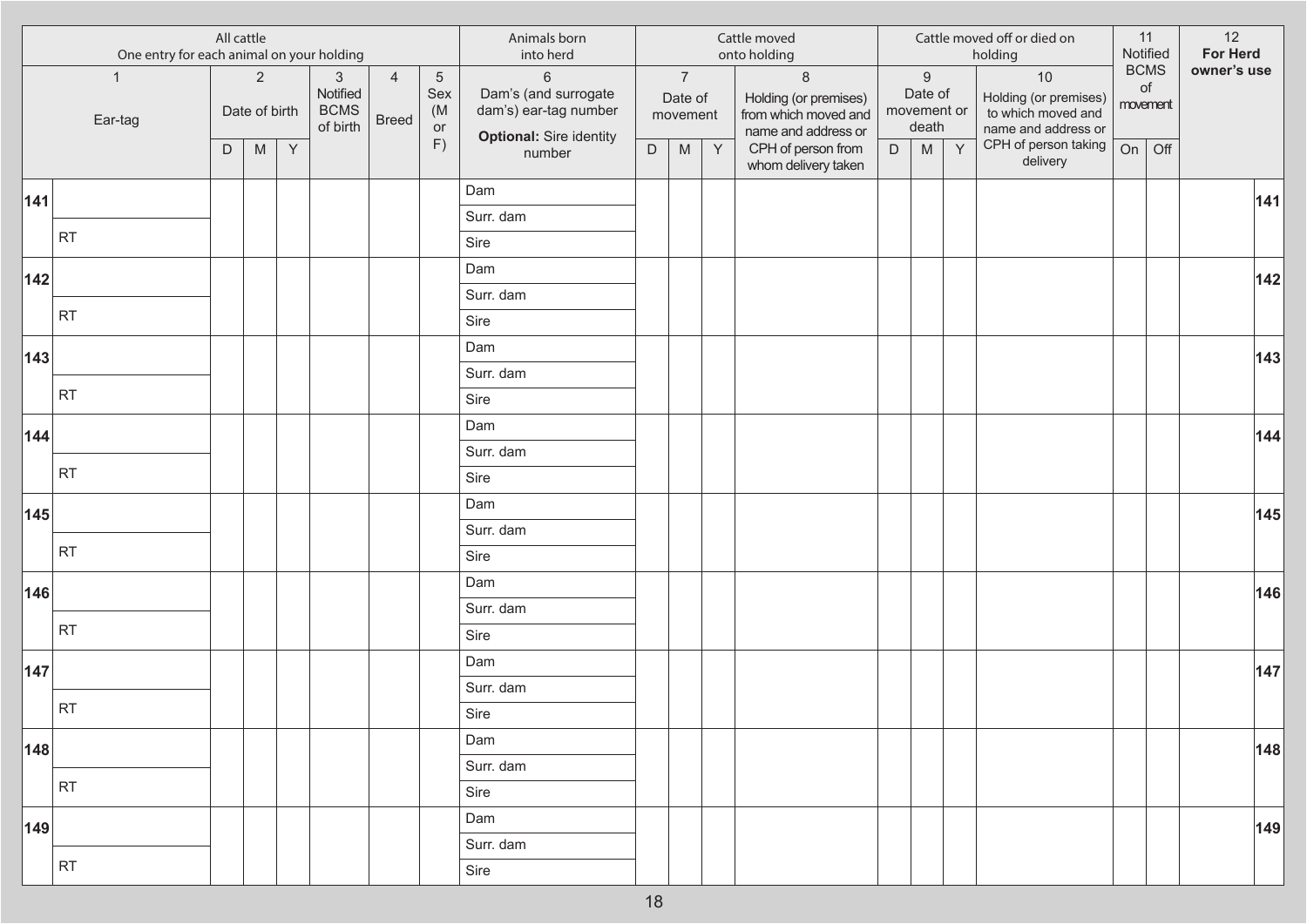| All cattle — One entry for each animal on your holding | | | | | | | | Animals born into herd | Cattle moved onto holding | | | | Cattle moved off or died on holding | | | | 11 Notified BCMS of movement | | 12 For Herd owner's use |
|---|---|---|---|---|---|---|---|---|---|---|---|---|---|---|---|---|---|---|---|
| | 1 Ear-tag | 2 Date of birth | | | 3 Notified BCMS of birth | 4 Breed | 5 Sex (M or F) | 6 Dam's (and surrogate dam's) ear-tag number **Optional:** Sire identity number | 7 Date of movement | | | 8 Holding (or premises) from which moved and name and address or CPH of person from whom delivery taken | 9 Date of movement or death | | | 10 Holding (or premises) to which moved and name and address or CPH of person taking delivery | | | |
| | | D | M | Y | | | | | D | M | Y | | D | M | Y | | On | Off | |
| **141** | | | | | | | | Dam | | | | | | | | | | | **141** |
| | | | | | | | | Surr. dam | | | | | | | | | | | |
| | RT | | | | | | | Sire | | | | | | | | | | | |
| **142** | | | | | | | | Dam | | | | | | | | | | | **142** |
| | | | | | | | | Surr. dam | | | | | | | | | | | |
| | RT | | | | | | | Sire | | | | | | | | | | | |
| **143** | | | | | | | | Dam | | | | | | | | | | | **143** |
| | | | | | | | | Surr. dam | | | | | | | | | | | |
| | RT | | | | | | | Sire | | | | | | | | | | | |
| **144** | | | | | | | | Dam | | | | | | | | | | | **144** |
| | | | | | | | | Surr. dam | | | | | | | | | | | |
| | RT | | | | | | | Sire | | | | | | | | | | | |
| **145** | | | | | | | | Dam | | | | | | | | | | | **145** |
| | | | | | | | | Surr. dam | | | | | | | | | | | |
| | RT | | | | | | | Sire | | | | | | | | | | | |
| **146** | | | | | | | | Dam | | | | | | | | | | | **146** |
| | | | | | | | | Surr. dam | | | | | | | | | | | |
| | RT | | | | | | | Sire | | | | | | | | | | | |
| **147** | | | | | | | | Dam | | | | | | | | | | | **147** |
| | | | | | | | | Surr. dam | | | | | | | | | | | |
| | RT | | | | | | | Sire | | | | | | | | | | | |
| **148** | | | | | | | | Dam | | | | | | | | | | | **148** |
| | | | | | | | | Surr. dam | | | | | | | | | | | |
| | RT | | | | | | | Sire | | | | | | | | | | | |
| **149** | | | | | | | | Dam | | | | | | | | | | | **149** |
| | | | | | | | | Surr. dam | | | | | | | | | | | |
| | RT | | | | | | | Sire | | | | | | | | | | | |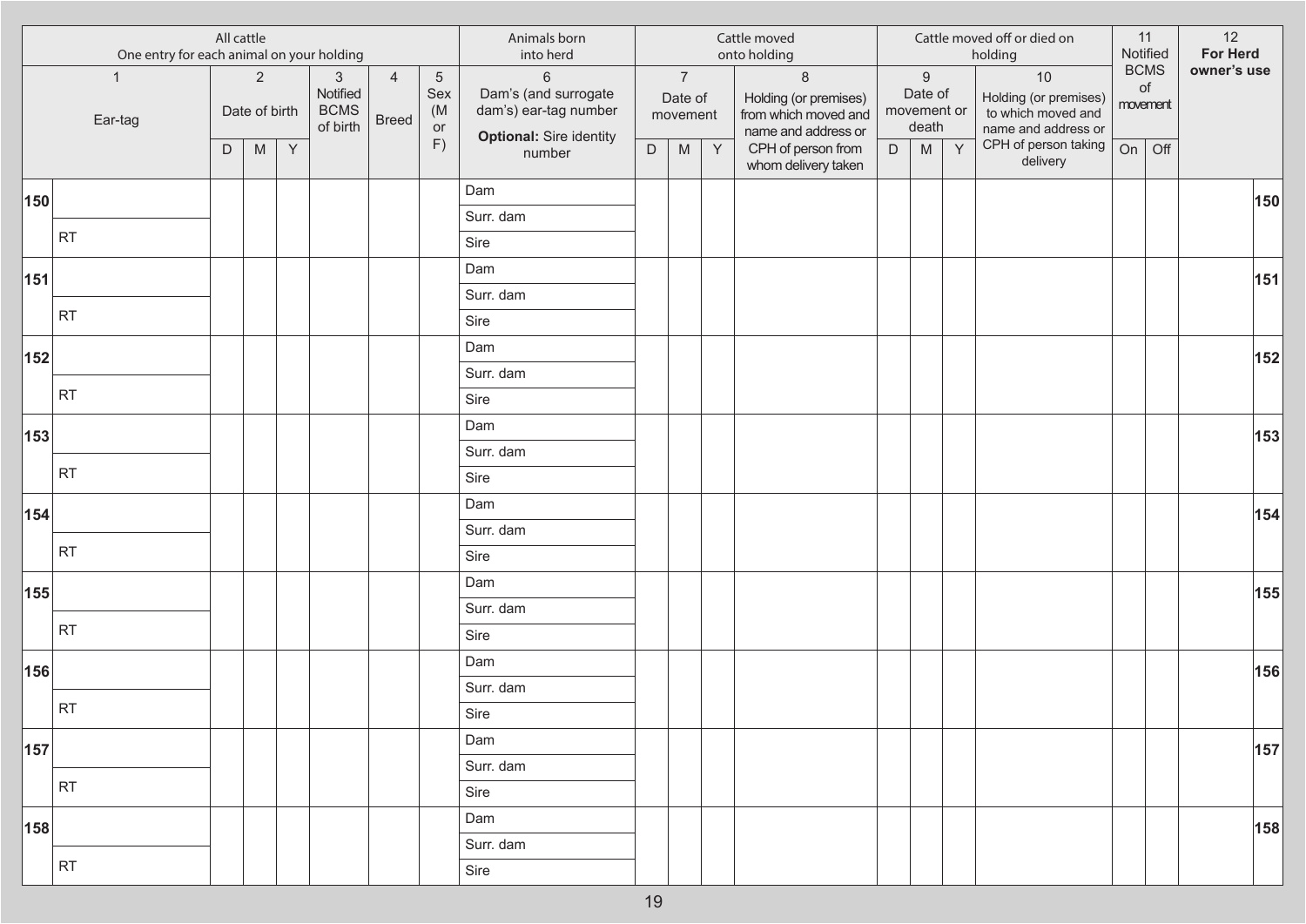| | All cattle One entry for each animal on your holding | | | | | | | Animals born into herd | Cattle moved onto holding | | | | Cattle moved off or died on holding | | | | 11 Notified BCMS of movement | | 12 **For Herd owner's use** | |
|---|---|---|---|---|---|---|---|---|---|---|---|---|---|---|---|---|---|---|---|---|
| | 1 Ear-tag | 2 Date of birth | | | 3 Notified BCMS of birth | 4 Breed | 5 Sex (M or F) | 6 Dam's (and surrogate dam's) ear-tag number **Optional:** Sire identity number | 7 Date of movement | | | 8 Holding (or premises) from which moved and name and address or CPH of person from whom delivery taken | 9 Date of movement or death | | | 10 Holding (or premises) to which moved and name and address or CPH of person taking delivery | | | | |
| | | D | M | Y | | | | | D | M | Y | | D | M | Y | | On | Off | | |
| **150** | | | | | | | | Dam | | | | | | | | | | | | **150** |
| | | | | | | | | Surr. dam | | | | | | | | | | | | |
| | RT | | | | | | | Sire | | | | | | | | | | | | |
| **151** | | | | | | | | Dam | | | | | | | | | | | | **151** |
| | | | | | | | | Surr. dam | | | | | | | | | | | | |
| | RT | | | | | | | Sire | | | | | | | | | | | | |
| **152** | | | | | | | | Dam | | | | | | | | | | | | **152** |
| | | | | | | | | Surr. dam | | | | | | | | | | | | |
| | RT | | | | | | | Sire | | | | | | | | | | | | |
| **153** | | | | | | | | Dam | | | | | | | | | | | | **153** |
| | | | | | | | | Surr. dam | | | | | | | | | | | | |
| | RT | | | | | | | Sire | | | | | | | | | | | | |
| **154** | | | | | | | | Dam | | | | | | | | | | | | **154** |
| | | | | | | | | Surr. dam | | | | | | | | | | | | |
| | RT | | | | | | | Sire | | | | | | | | | | | | |
| **155** | | | | | | | | Dam | | | | | | | | | | | | **155** |
| | | | | | | | | Surr. dam | | | | | | | | | | | | |
| | RT | | | | | | | Sire | | | | | | | | | | | | |
| **156** | | | | | | | | Dam | | | | | | | | | | | | **156** |
| | | | | | | | | Surr. dam | | | | | | | | | | | | |
| | RT | | | | | | | Sire | | | | | | | | | | | | |
| **157** | | | | | | | | Dam | | | | | | | | | | | | **157** |
| | | | | | | | | Surr. dam | | | | | | | | | | | | |
| | RT | | | | | | | Sire | | | | | | | | | | | | |
| **158** | | | | | | | | Dam | | | | | | | | | | | | **158** |
| | | | | | | | | Surr. dam | | | | | | | | | | | | |
| | RT | | | | | | | Sire | | | | | | | | | | | | |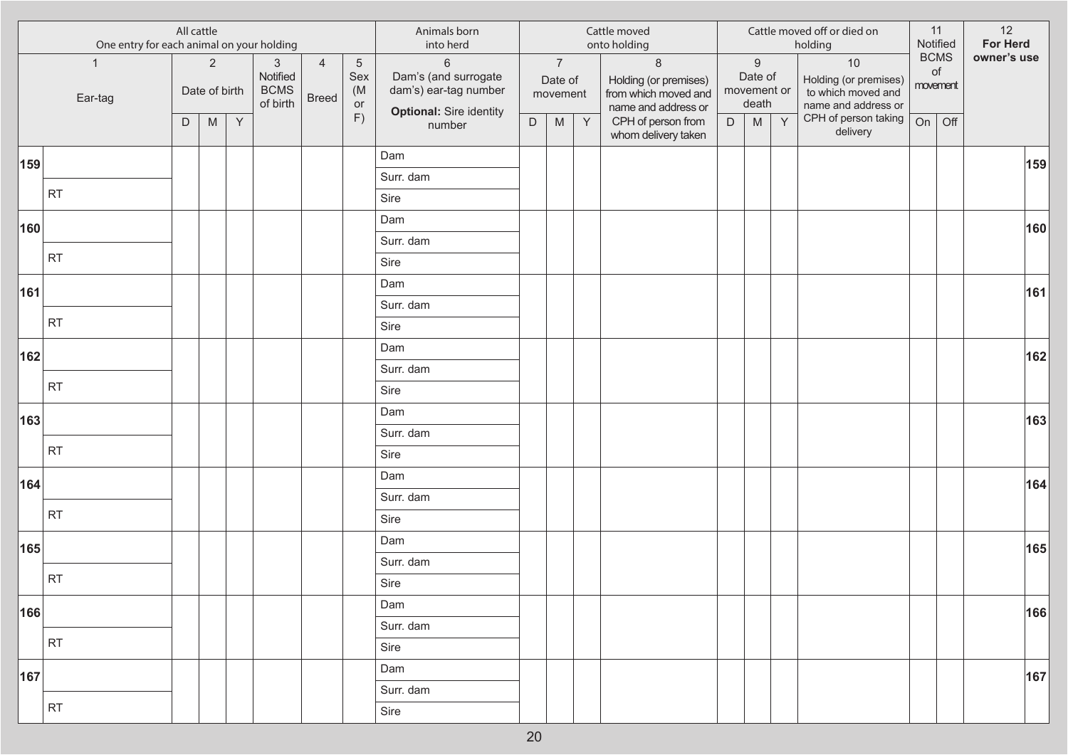| All cattle One entry for each animal on your holding | | | | | | | | | Animals born into herd | Cattle moved onto holding | | | | Cattle moved off or died on holding | | | | 11 Notified BCMS of movement | | 12 For Herd owner's use | |
|---|---|---|---|---|---|---|---|---|---|---|---|---|---|---|---|---|---|---|---|---|---|
| 1 Ear-tag | | 2 Date of birth | | | 3 Notified BCMS of birth | 4 Breed | 5 Sex (M or F) | | 6 Dam's (and surrogate dam's) ear-tag number **Optional:** Sire identity number | 7 Date of movement | | | 8 Holding (or premises) from which moved and name and address or CPH of person from whom delivery taken | 9 Date of movement or death | | | 10 Holding (or premises) to which moved and name and address or CPH of person taking delivery | | | | |
| | | D | M | Y | | | | | | D | M | Y | | D | M | Y | | On | Off | | |
| 159 | | | | | | | | | Dam | | | | | | | | | | | | 159 |
| | | | | | | | | | Surr. dam | | | | | | | | | | | | |
| | RT | | | | | | | | Sire | | | | | | | | | | | | |
| 160 | | | | | | | | | Dam | | | | | | | | | | | | 160 |
| | | | | | | | | | Surr. dam | | | | | | | | | | | | |
| | RT | | | | | | | | Sire | | | | | | | | | | | | |
| 161 | | | | | | | | | Dam | | | | | | | | | | | | 161 |
| | | | | | | | | | Surr. dam | | | | | | | | | | | | |
| | RT | | | | | | | | Sire | | | | | | | | | | | | |
| 162 | | | | | | | | | Dam | | | | | | | | | | | | 162 |
| | | | | | | | | | Surr. dam | | | | | | | | | | | | |
| | RT | | | | | | | | Sire | | | | | | | | | | | | |
| 163 | | | | | | | | | Dam | | | | | | | | | | | | 163 |
| | | | | | | | | | Surr. dam | | | | | | | | | | | | |
| | RT | | | | | | | | Sire | | | | | | | | | | | | |
| 164 | | | | | | | | | Dam | | | | | | | | | | | | 164 |
| | | | | | | | | | Surr. dam | | | | | | | | | | | | |
| | RT | | | | | | | | Sire | | | | | | | | | | | | |
| 165 | | | | | | | | | Dam | | | | | | | | | | | | 165 |
| | | | | | | | | | Surr. dam | | | | | | | | | | | | |
| | RT | | | | | | | | Sire | | | | | | | | | | | | |
| 166 | | | | | | | | | Dam | | | | | | | | | | | | 166 |
| | | | | | | | | | Surr. dam | | | | | | | | | | | | |
| | RT | | | | | | | | Sire | | | | | | | | | | | | |
| 167 | | | | | | | | | Dam | | | | | | | | | | | | 167 |
| | | | | | | | | | Surr. dam | | | | | | | | | | | | |
| | RT | | | | | | | | Sire | | | | | | | | | | | | |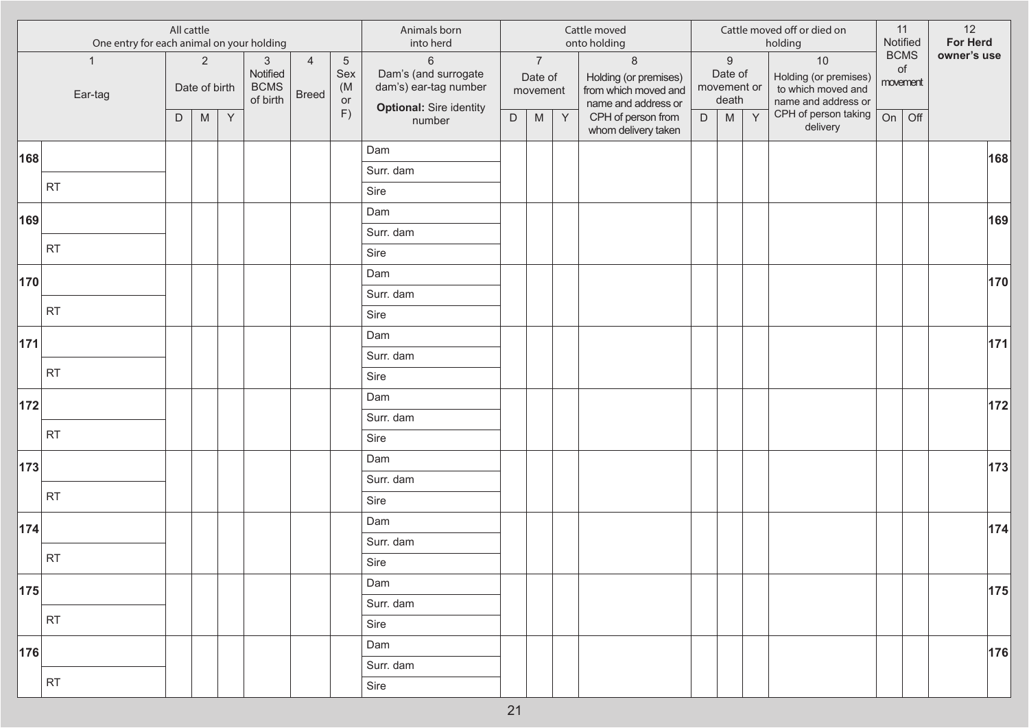| | All cattle<br>One entry for each animal on your holding | | | | | | | Animals born into herd | Cattle moved onto holding | | | | Cattle moved off or died on holding | | | | 11 | | 12 | |
|---|---|---|---|---|---|---|---|---|---|---|---|---|---|---|---|---|---|---|---|---|
| | 1<br>Ear-tag | 2<br>Date of birth | | | 3<br>Notified BCMS of birth | 4<br>Breed | 5<br>Sex (M or F) | 6<br>Dam's (and surrogate dam's) ear-tag number<br>**Optional:** Sire identity number | 7<br>Date of movement | | | 8<br>Holding (or premises) from which moved and name and address or CPH of person from whom delivery taken | 9<br>Date of movement or death | | | 10<br>Holding (or premises) to which moved and name and address or CPH of person taking delivery | Notified BCMS of movement | | **For Herd owner's use** | |
| | | D | M | Y | | | | | D | M | Y | | D | M | Y | | On | Off | | |
| **168** | | | | | | | | Dam | | | | | | | | | | | | **168** |
| | | | | | | | | Surr. dam | | | | | | | | | | | | |
| | RT | | | | | | | Sire | | | | | | | | | | | | |
| **169** | | | | | | | | Dam | | | | | | | | | | | | **169** |
| | | | | | | | | Surr. dam | | | | | | | | | | | | |
| | RT | | | | | | | Sire | | | | | | | | | | | | |
| **170** | | | | | | | | Dam | | | | | | | | | | | | **170** |
| | | | | | | | | Surr. dam | | | | | | | | | | | | |
| | RT | | | | | | | Sire | | | | | | | | | | | | |
| **171** | | | | | | | | Dam | | | | | | | | | | | | **171** |
| | | | | | | | | Surr. dam | | | | | | | | | | | | |
| | RT | | | | | | | Sire | | | | | | | | | | | | |
| **172** | | | | | | | | Dam | | | | | | | | | | | | **172** |
| | | | | | | | | Surr. dam | | | | | | | | | | | | |
| | RT | | | | | | | Sire | | | | | | | | | | | | |
| **173** | | | | | | | | Dam | | | | | | | | | | | | **173** |
| | | | | | | | | Surr. dam | | | | | | | | | | | | |
| | RT | | | | | | | Sire | | | | | | | | | | | | |
| **174** | | | | | | | | Dam | | | | | | | | | | | | **174** |
| | | | | | | | | Surr. dam | | | | | | | | | | | | |
| | RT | | | | | | | Sire | | | | | | | | | | | | |
| **175** | | | | | | | | Dam | | | | | | | | | | | | **175** |
| | | | | | | | | Surr. dam | | | | | | | | | | | | |
| | RT | | | | | | | Sire | | | | | | | | | | | | |
| **176** | | | | | | | | Dam | | | | | | | | | | | | **176** |
| | | | | | | | | Surr. dam | | | | | | | | | | | | |
| | RT | | | | | | | Sire | | | | | | | | | | | | |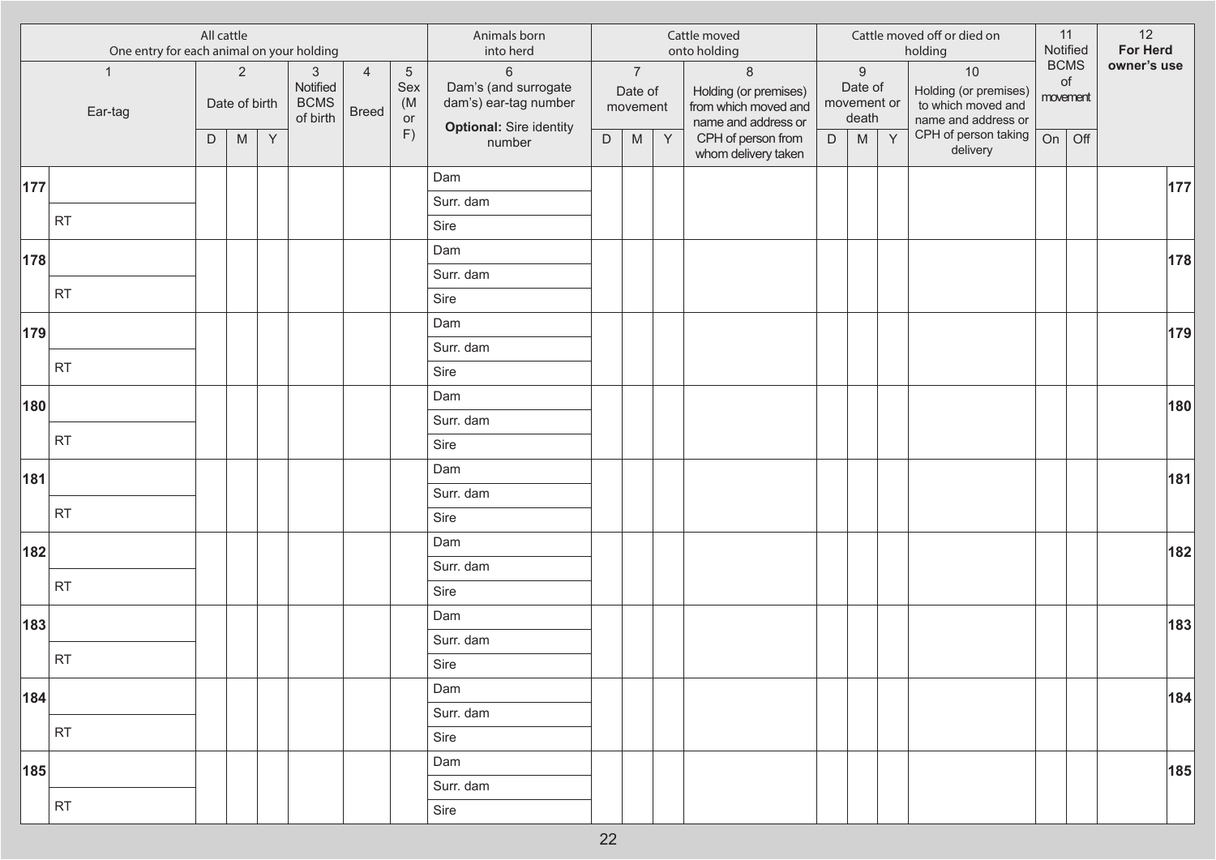| | All cattle One entry for each animal on your holding | | | | | | | Animals born into herd | Cattle moved onto holding | | | | Cattle moved off or died on holding | | | | 11 Notified BCMS of movement | | 12 For Herd owner's use | |
|---|---|---|---|---|---|---|---|---|---|---|---|---|---|---|---|---|---|---|---|---|
| | 1 Ear-tag | 2 Date of birth | | | 3 Notified BCMS of birth | 4 Breed | 5 Sex (M or F) | 6 Dam's (and surrogate dam's) ear-tag number **Optional:** Sire identity number | 7 Date of movement | | | 8 Holding (or premises) from which moved and name and address or CPH of person from whom delivery taken | 9 Date of movement or death | | | 10 Holding (or premises) to which moved and name and address or CPH of person taking delivery | | | | |
| | | D | M | Y | | | | | D | M | Y | | D | M | Y | | On | Off | | |
| **177** | | | | | | | | Dam | | | | | | | | | | | | **177** |
| | | | | | | | | Surr. dam | | | | | | | | | | | | |
| | RT | | | | | | | Sire | | | | | | | | | | | | |
| **178** | | | | | | | | Dam | | | | | | | | | | | | **178** |
| | | | | | | | | Surr. dam | | | | | | | | | | | | |
| | RT | | | | | | | Sire | | | | | | | | | | | | |
| **179** | | | | | | | | Dam | | | | | | | | | | | | **179** |
| | | | | | | | | Surr. dam | | | | | | | | | | | | |
| | RT | | | | | | | Sire | | | | | | | | | | | | |
| **180** | | | | | | | | Dam | | | | | | | | | | | | **180** |
| | | | | | | | | Surr. dam | | | | | | | | | | | | |
| | RT | | | | | | | Sire | | | | | | | | | | | | |
| **181** | | | | | | | | Dam | | | | | | | | | | | | **181** |
| | | | | | | | | Surr. dam | | | | | | | | | | | | |
| | RT | | | | | | | Sire | | | | | | | | | | | | |
| **182** | | | | | | | | Dam | | | | | | | | | | | | **182** |
| | | | | | | | | Surr. dam | | | | | | | | | | | | |
| | RT | | | | | | | Sire | | | | | | | | | | | | |
| **183** | | | | | | | | Dam | | | | | | | | | | | | **183** |
| | | | | | | | | Surr. dam | | | | | | | | | | | | |
| | RT | | | | | | | Sire | | | | | | | | | | | | |
| **184** | | | | | | | | Dam | | | | | | | | | | | | **184** |
| | | | | | | | | Surr. dam | | | | | | | | | | | | |
| | RT | | | | | | | Sire | | | | | | | | | | | | |
| **185** | | | | | | | | Dam | | | | | | | | | | | | **185** |
| | | | | | | | | Surr. dam | | | | | | | | | | | | |
| | RT | | | | | | | Sire | | | | | | | | | | | | |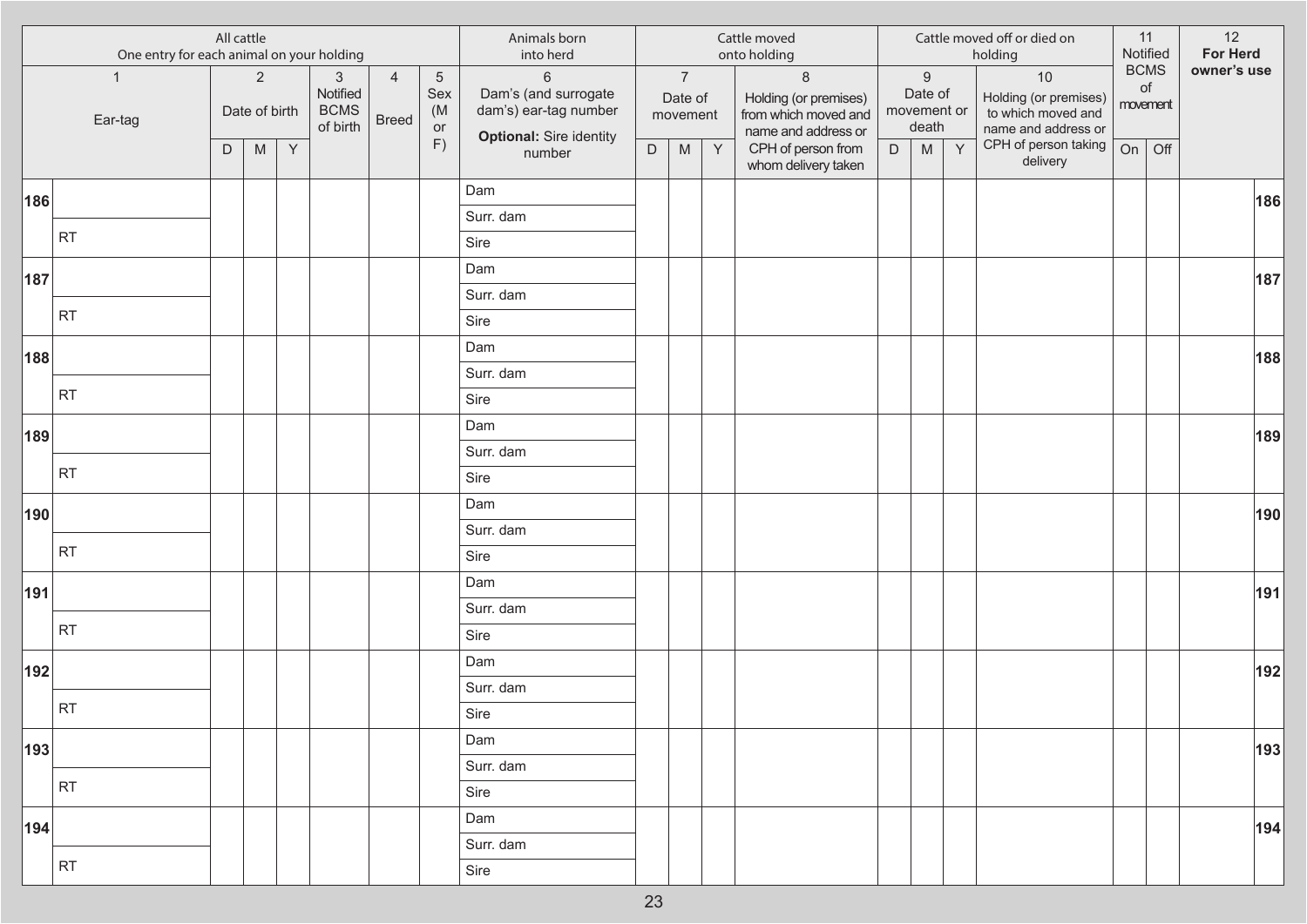| | All cattle One entry for each animal on your holding | | | | | | | Animals born into herd | Cattle moved onto holding | | | | Cattle moved off or died on holding | | | | 11 Notified BCMS of movement | | 12 For Herd owner's use | |
|---|---|---|---|---|---|---|---|---|---|---|---|---|---|---|---|---|---|---|---|---|
| | 1 Ear-tag | 2 Date of birth | | | 3 Notified BCMS of birth | 4 Breed | 5 Sex (M or F) | 6 Dam's (and surrogate dam's) ear-tag number **Optional:** Sire identity number | 7 Date of movement | | | 8 Holding (or premises) from which moved and name and address or CPH of person from whom delivery taken | 9 Date of movement or death | | | 10 Holding (or premises) to which moved and name and address or CPH of person taking delivery | | | | |
| | | D | M | Y | | | | | D | M | Y | | D | M | Y | | On | Off | | |
| **186** | | | | | | | | Dam | | | | | | | | | | | | **186** |
| | | | | | | | | Surr. dam | | | | | | | | | | | | |
| | RT | | | | | | | Sire | | | | | | | | | | | | |
| **187** | | | | | | | | Dam | | | | | | | | | | | | **187** |
| | | | | | | | | Surr. dam | | | | | | | | | | | | |
| | RT | | | | | | | Sire | | | | | | | | | | | | |
| **188** | | | | | | | | Dam | | | | | | | | | | | | **188** |
| | | | | | | | | Surr. dam | | | | | | | | | | | | |
| | RT | | | | | | | Sire | | | | | | | | | | | | |
| **189** | | | | | | | | Dam | | | | | | | | | | | | **189** |
| | | | | | | | | Surr. dam | | | | | | | | | | | | |
| | RT | | | | | | | Sire | | | | | | | | | | | | |
| **190** | | | | | | | | Dam | | | | | | | | | | | | **190** |
| | | | | | | | | Surr. dam | | | | | | | | | | | | |
| | RT | | | | | | | Sire | | | | | | | | | | | | |
| **191** | | | | | | | | Dam | | | | | | | | | | | | **191** |
| | | | | | | | | Surr. dam | | | | | | | | | | | | |
| | RT | | | | | | | Sire | | | | | | | | | | | | |
| **192** | | | | | | | | Dam | | | | | | | | | | | | **192** |
| | | | | | | | | Surr. dam | | | | | | | | | | | | |
| | RT | | | | | | | Sire | | | | | | | | | | | | |
| **193** | | | | | | | | Dam | | | | | | | | | | | | **193** |
| | | | | | | | | Surr. dam | | | | | | | | | | | | |
| | RT | | | | | | | Sire | | | | | | | | | | | | |
| **194** | | | | | | | | Dam | | | | | | | | | | | | **194** |
| | | | | | | | | Surr. dam | | | | | | | | | | | | |
| | RT | | | | | | | Sire | | | | | | | | | | | | |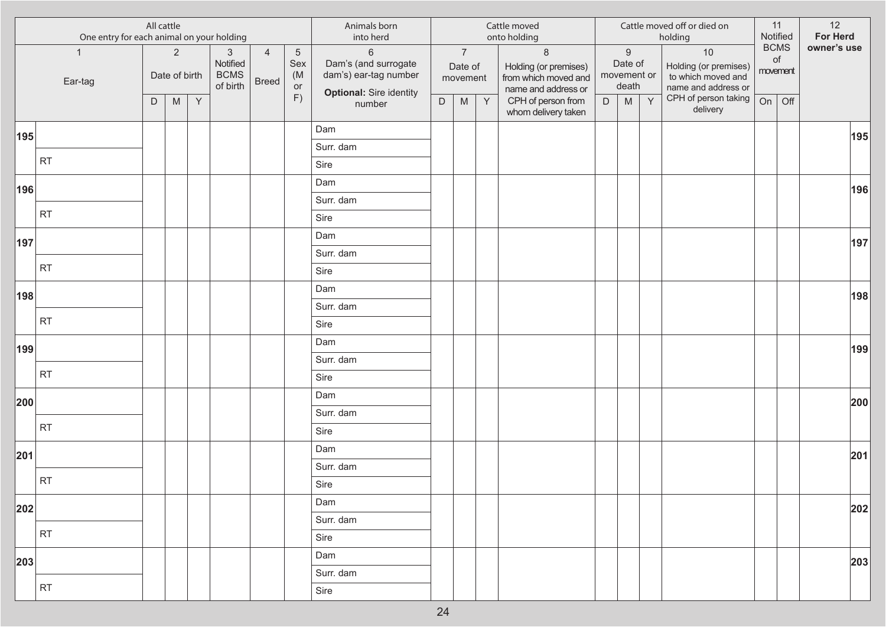| All cattle One entry for each animal on your holding | | | | | | | | Animals born into herd | Cattle moved onto holding | | | | Cattle moved off or died on holding | | | | 11 Notified BCMS of movement | | 12 For Herd owner's use | |
|---|---|---|---|---|---|---|---|---|---|---|---|---|---|---|---|---|---|---|---|---|
| | 1 Ear-tag | 2 Date of birth | | | 3 Notified BCMS of birth | 4 Breed | 5 Sex (M or F) | 6 Dam's (and surrogate dam's) ear-tag number **Optional:** Sire identity number | 7 Date of movement | | | 8 Holding (or premises) from which moved and name and address or CPH of person from whom delivery taken | 9 Date of movement or death | | | 10 Holding (or premises) to which moved and name and address or CPH of person taking delivery | | | | |
| | | D | M | Y | | | | | D | M | Y | | D | M | Y | | On | Off | | |
| **195** | | | | | | | | Dam | | | | | | | | | | | | **195** |
| | | | | | | | | Surr. dam | | | | | | | | | | | | |
| | RT | | | | | | | Sire | | | | | | | | | | | | |
| **196** | | | | | | | | Dam | | | | | | | | | | | | **196** |
| | | | | | | | | Surr. dam | | | | | | | | | | | | |
| | RT | | | | | | | Sire | | | | | | | | | | | | |
| **197** | | | | | | | | Dam | | | | | | | | | | | | **197** |
| | | | | | | | | Surr. dam | | | | | | | | | | | | |
| | RT | | | | | | | Sire | | | | | | | | | | | | |
| **198** | | | | | | | | Dam | | | | | | | | | | | | **198** |
| | | | | | | | | Surr. dam | | | | | | | | | | | | |
| | RT | | | | | | | Sire | | | | | | | | | | | | |
| **199** | | | | | | | | Dam | | | | | | | | | | | | **199** |
| | | | | | | | | Surr. dam | | | | | | | | | | | | |
| | RT | | | | | | | Sire | | | | | | | | | | | | |
| **200** | | | | | | | | Dam | | | | | | | | | | | | **200** |
| | | | | | | | | Surr. dam | | | | | | | | | | | | |
| | RT | | | | | | | Sire | | | | | | | | | | | | |
| **201** | | | | | | | | Dam | | | | | | | | | | | | **201** |
| | | | | | | | | Surr. dam | | | | | | | | | | | | |
| | RT | | | | | | | Sire | | | | | | | | | | | | |
| **202** | | | | | | | | Dam | | | | | | | | | | | | **202** |
| | | | | | | | | Surr. dam | | | | | | | | | | | | |
| | RT | | | | | | | Sire | | | | | | | | | | | | |
| **203** | | | | | | | | Dam | | | | | | | | | | | | **203** |
| | | | | | | | | Surr. dam | | | | | | | | | | | | |
| | RT | | | | | | | Sire | | | | | | | | | | | | |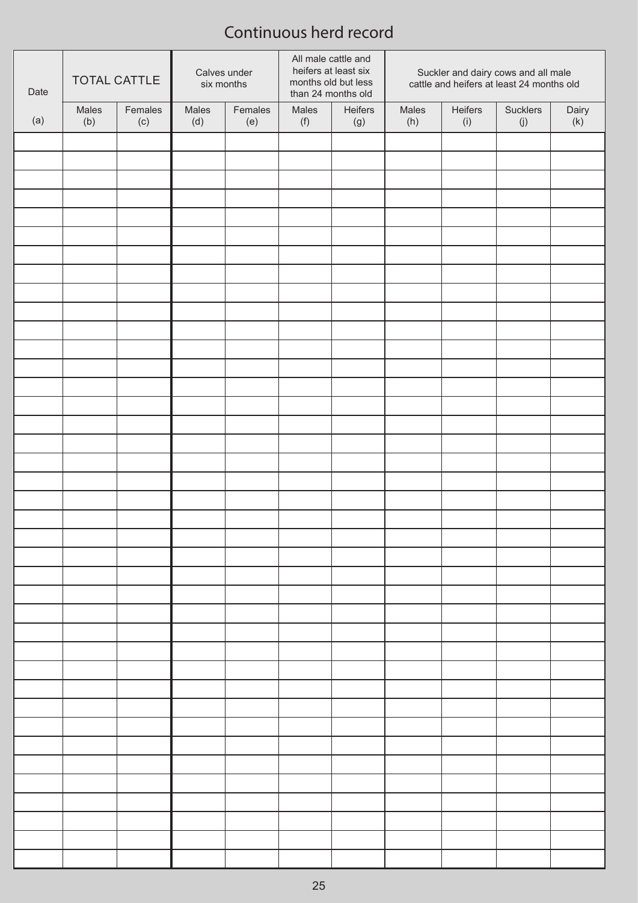# Continuous herd record

| Date | TOTAL CATTLE | | Calves under six months | | All male cattle and heifers at least six months old but less than 24 months old | | Suckler and dairy cows and all male cattle and heifers at least 24 months old | | | |
|---|---|---|---|---|---|---|---|---|---|---|
| (a) | Males (b) | Females (c) | Males (d) | Females (e) | Males (f) | Heifers (g) | Males (h) | Heifers (i) | Sucklers (j) | Dairy (k) |
| | | | | | | | | | | |
| | | | | | | | | | | |
| | | | | | | | | | | |
| | | | | | | | | | | |
| | | | | | | | | | | |
| | | | | | | | | | | |
| | | | | | | | | | | |
| | | | | | | | | | | |
| | | | | | | | | | | |
| | | | | | | | | | | |
| | | | | | | | | | | |
| | | | | | | | | | | |
| | | | | | | | | | | |
| | | | | | | | | | | |
| | | | | | | | | | | |
| | | | | | | | | | | |
| | | | | | | | | | | |
| | | | | | | | | | | |
| | | | | | | | | | | |
| | | | | | | | | | | |
| | | | | | | | | | | |
| | | | | | | | | | | |
| | | | | | | | | | | |
| | | | | | | | | | | |
| | | | | | | | | | | |
| | | | | | | | | | | |
| | | | | | | | | | | |
| | | | | | | | | | | |
| | | | | | | | | | | |
| | | | | | | | | | | |
| | | | | | | | | | | |
| | | | | | | | | | | |
| | | | | | | | | | | |
| | | | | | | | | | | |
| | | | | | | | | | | |
| | | | | | | | | | | |
| | | | | | | | | | | |
| | | | | | | | | | | |
| | | | | | | | | | | |
| | | | | | | | | | | |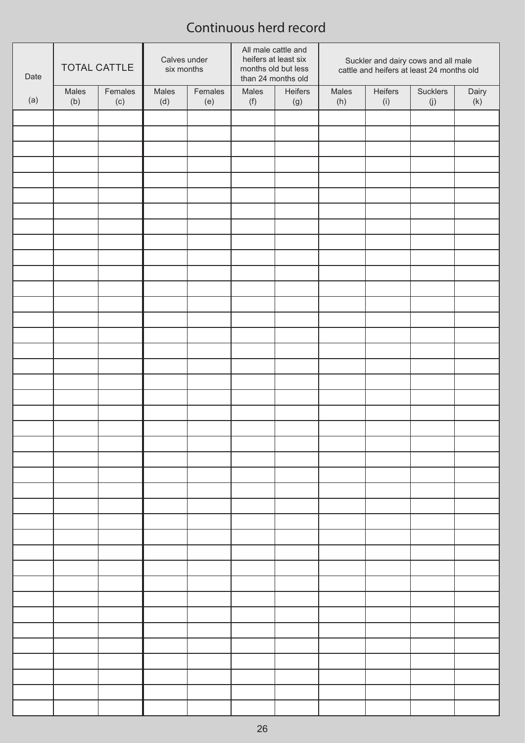# Continuous herd record

| Date | TOTAL CATTLE | | Calves under six months | | All male cattle and heifers at least six months old but less than 24 months old | | Suckler and dairy cows and all male cattle and heifers at least 24 months old | | | |
|---|---|---|---|---|---|---|---|---|---|---|
| (a) | Males (b) | Females (c) | Males (d) | Females (e) | Males (f) | Heifers (g) | Males (h) | Heifers (i) | Sucklers (j) | Dairy (k) |
| | | | | | | | | | | |
| | | | | | | | | | | |
| | | | | | | | | | | |
| | | | | | | | | | | |
| | | | | | | | | | | |
| | | | | | | | | | | |
| | | | | | | | | | | |
| | | | | | | | | | | |
| | | | | | | | | | | |
| | | | | | | | | | | |
| | | | | | | | | | | |
| | | | | | | | | | | |
| | | | | | | | | | | |
| | | | | | | | | | | |
| | | | | | | | | | | |
| | | | | | | | | | | |
| | | | | | | | | | | |
| | | | | | | | | | | |
| | | | | | | | | | | |
| | | | | | | | | | | |
| | | | | | | | | | | |
| | | | | | | | | | | |
| | | | | | | | | | | |
| | | | | | | | | | | |
| | | | | | | | | | | |
| | | | | | | | | | | |
| | | | | | | | | | | |
| | | | | | | | | | | |
| | | | | | | | | | | |
| | | | | | | | | | | |
| | | | | | | | | | | |
| | | | | | | | | | | |
| | | | | | | | | | | |
| | | | | | | | | | | |
| | | | | | | | | | | |
| | | | | | | | | | | |
| | | | | | | | | | | |
| | | | | | | | | | | |
| | | | | | | | | | | |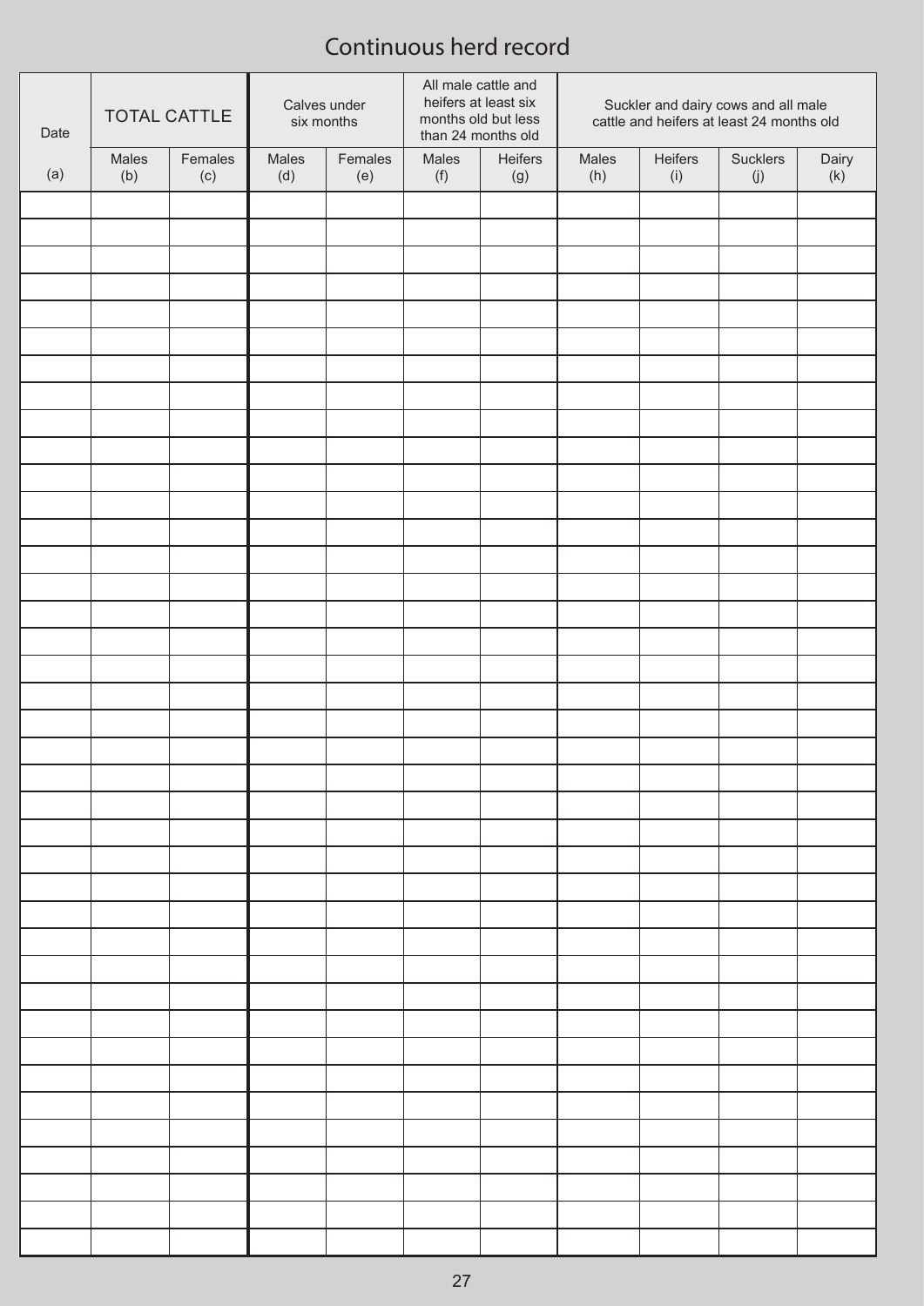# Continuous herd record

| Date | TOTAL CATTLE | | Calves under six months | | All male cattle and heifers at least six months old but less than 24 months old | | Suckler and dairy cows and all male cattle and heifers at least 24 months old | | | |
|---|---|---|---|---|---|---|---|---|---|---|
| (a) | Males (b) | Females (c) | Males (d) | Females (e) | Males (f) | Heifers (g) | Males (h) | Heifers (i) | Sucklers (j) | Dairy (k) |
| | | | | | | | | | | |
| | | | | | | | | | | |
| | | | | | | | | | | |
| | | | | | | | | | | |
| | | | | | | | | | | |
| | | | | | | | | | | |
| | | | | | | | | | | |
| | | | | | | | | | | |
| | | | | | | | | | | |
| | | | | | | | | | | |
| | | | | | | | | | | |
| | | | | | | | | | | |
| | | | | | | | | | | |
| | | | | | | | | | | |
| | | | | | | | | | | |
| | | | | | | | | | | |
| | | | | | | | | | | |
| | | | | | | | | | | |
| | | | | | | | | | | |
| | | | | | | | | | | |
| | | | | | | | | | | |
| | | | | | | | | | | |
| | | | | | | | | | | |
| | | | | | | | | | | |
| | | | | | | | | | | |
| | | | | | | | | | | |
| | | | | | | | | | | |
| | | | | | | | | | | |
| | | | | | | | | | | |
| | | | | | | | | | | |
| | | | | | | | | | | |
| | | | | | | | | | | |
| | | | | | | | | | | |
| | | | | | | | | | | |
| | | | | | | | | | | |
| | | | | | | | | | | |
| | | | | | | | | | | |
| | | | | | | | | | | |
| | | | | | | | | | | |
| | | | | | | | | | | |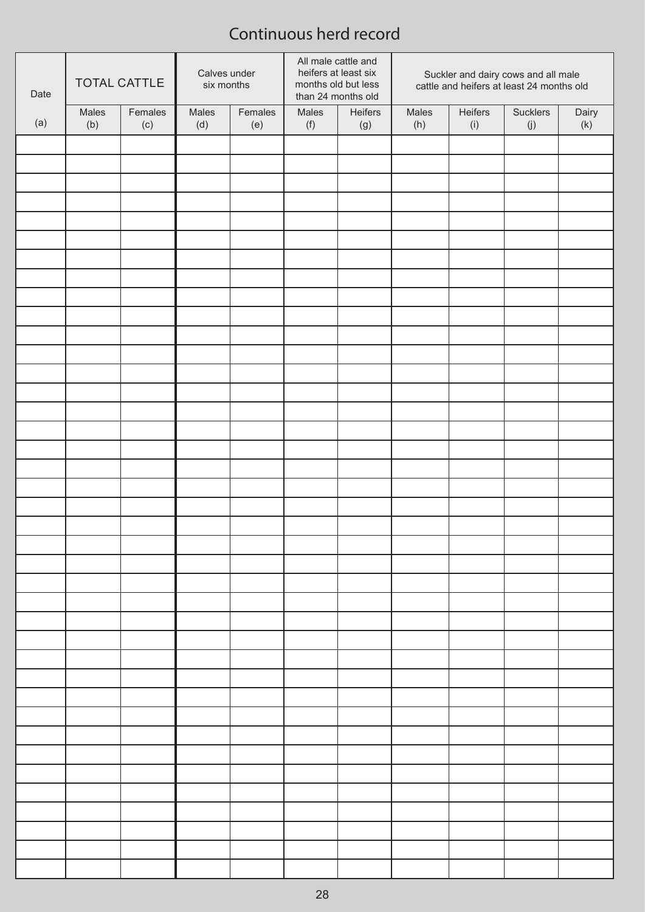# Continuous herd record

| Date | TOTAL CATTLE | | Calves under six months | | All male cattle and heifers at least six months old but less than 24 months old | | Suckler and dairy cows and all male cattle and heifers at least 24 months old | | | |
|---|---|---|---|---|---|---|---|---|---|---|
| (a) | Males (b) | Females (c) | Males (d) | Females (e) | Males (f) | Heifers (g) | Males (h) | Heifers (i) | Sucklers (j) | Dairy (k) |
| | | | | | | | | | | |
| | | | | | | | | | | |
| | | | | | | | | | | |
| | | | | | | | | | | |
| | | | | | | | | | | |
| | | | | | | | | | | |
| | | | | | | | | | | |
| | | | | | | | | | | |
| | | | | | | | | | | |
| | | | | | | | | | | |
| | | | | | | | | | | |
| | | | | | | | | | | |
| | | | | | | | | | | |
| | | | | | | | | | | |
| | | | | | | | | | | |
| | | | | | | | | | | |
| | | | | | | | | | | |
| | | | | | | | | | | |
| | | | | | | | | | | |
| | | | | | | | | | | |
| | | | | | | | | | | |
| | | | | | | | | | | |
| | | | | | | | | | | |
| | | | | | | | | | | |
| | | | | | | | | | | |
| | | | | | | | | | | |
| | | | | | | | | | | |
| | | | | | | | | | | |
| | | | | | | | | | | |
| | | | | | | | | | | |
| | | | | | | | | | | |
| | | | | | | | | | | |
| | | | | | | | | | | |
| | | | | | | | | | | |
| | | | | | | | | | | |
| | | | | | | | | | | |
| | | | | | | | | | | |
| | | | | | | | | | | |
| | | | | | | | | | | |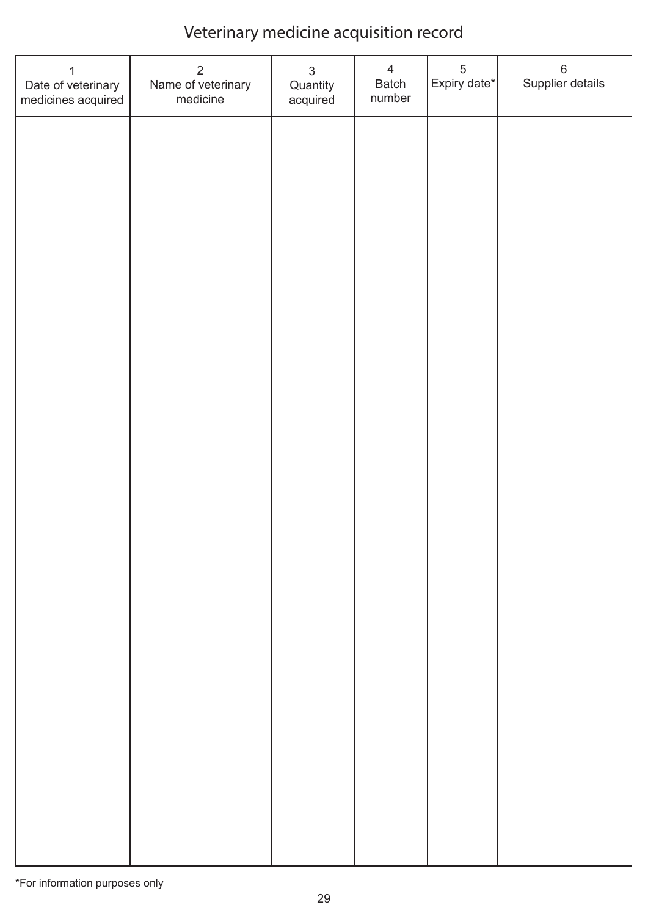# Veterinary medicine acquisition record

| 1<br>Date of veterinary medicines acquired | 2<br>Name of veterinary medicine | 3<br>Quantity acquired | 4<br>Batch number | 5<br>Expiry date* | 6<br>Supplier details |
|---|---|---|---|---|---|
| | | | | | |

*For information purposes only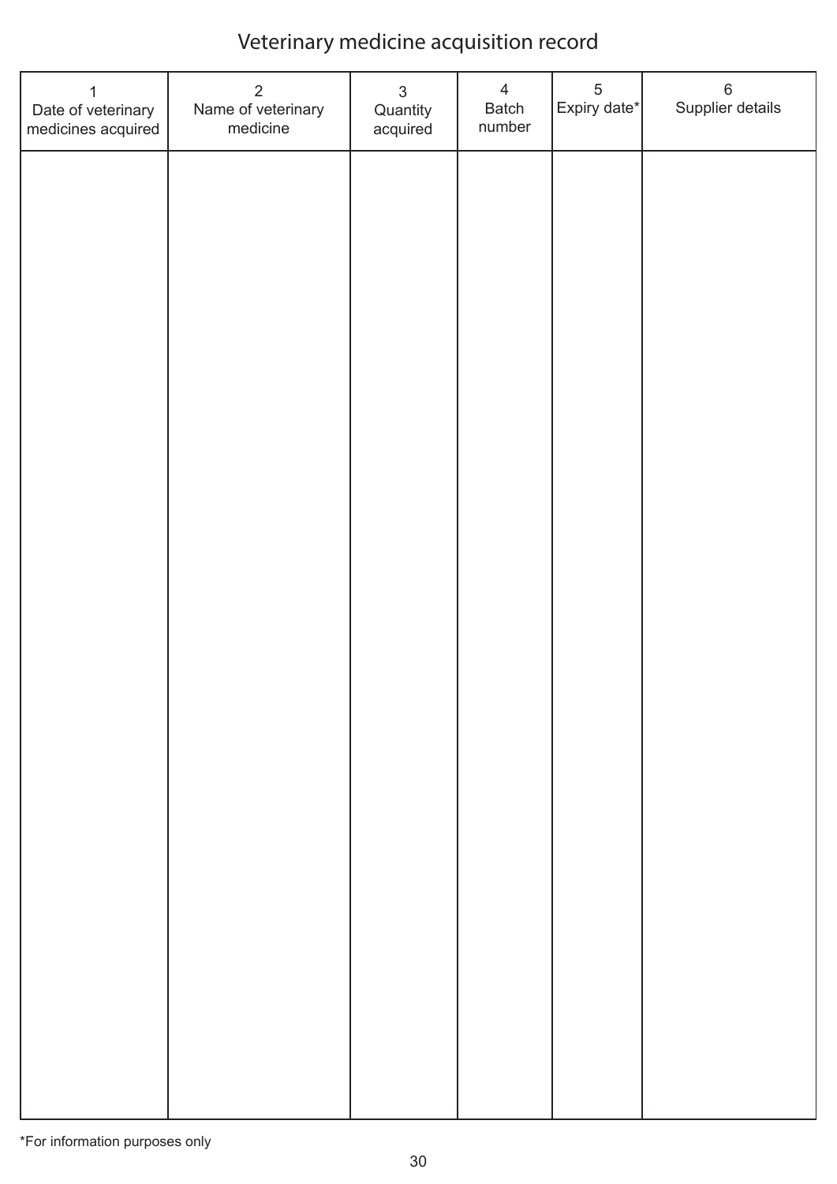# Veterinary medicine acquisition record

| 1<br>Date of veterinary medicines acquired | 2<br>Name of veterinary medicine | 3<br>Quantity acquired | 4<br>Batch number | 5<br>Expiry date* | 6<br>Supplier details |
|---|---|---|---|---|---|
| | | | | | |

*For information purposes only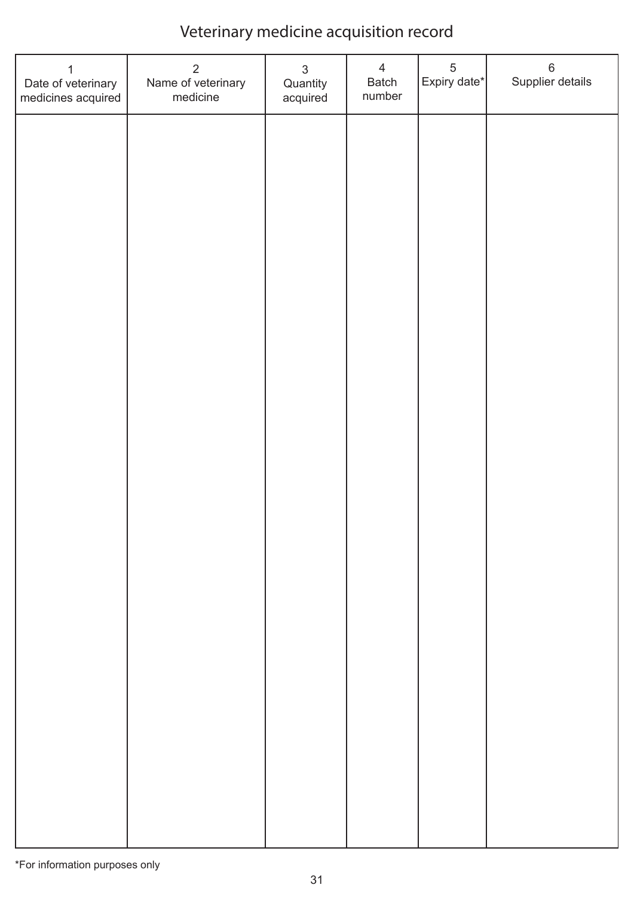# Veterinary medicine acquisition record

| 1<br>Date of veterinary medicines acquired | 2<br>Name of veterinary medicine | 3<br>Quantity acquired | 4<br>Batch number | 5<br>Expiry date* | 6<br>Supplier details |
|---|---|---|---|---|---|
| | | | | | |

*For information purposes only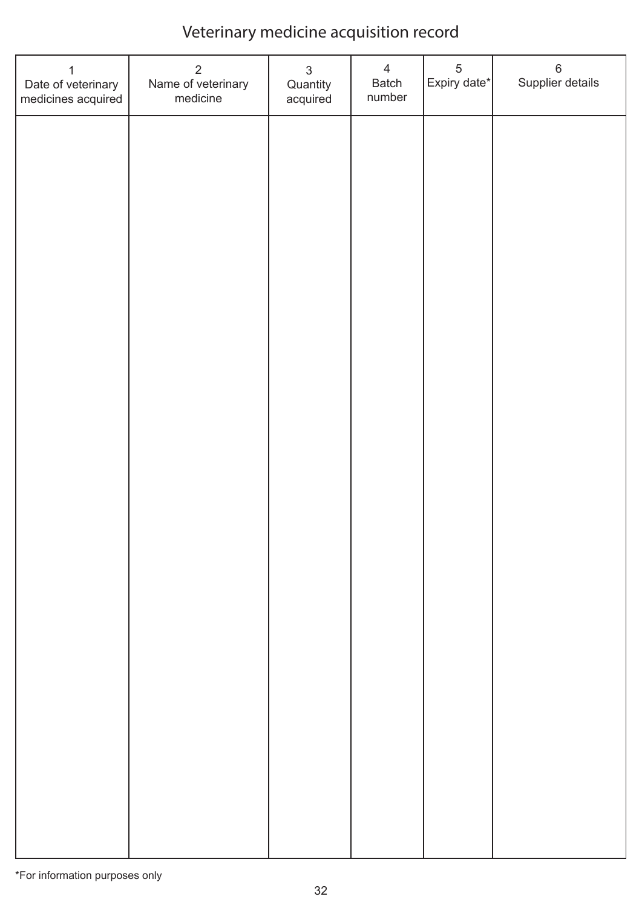# Veterinary medicine acquisition record

| 1<br>Date of veterinary medicines acquired | 2<br>Name of veterinary medicine | 3<br>Quantity acquired | 4<br>Batch number | 5<br>Expiry date* | 6<br>Supplier details |
|---|---|---|---|---|---|
| | | | | | |

*For information purposes only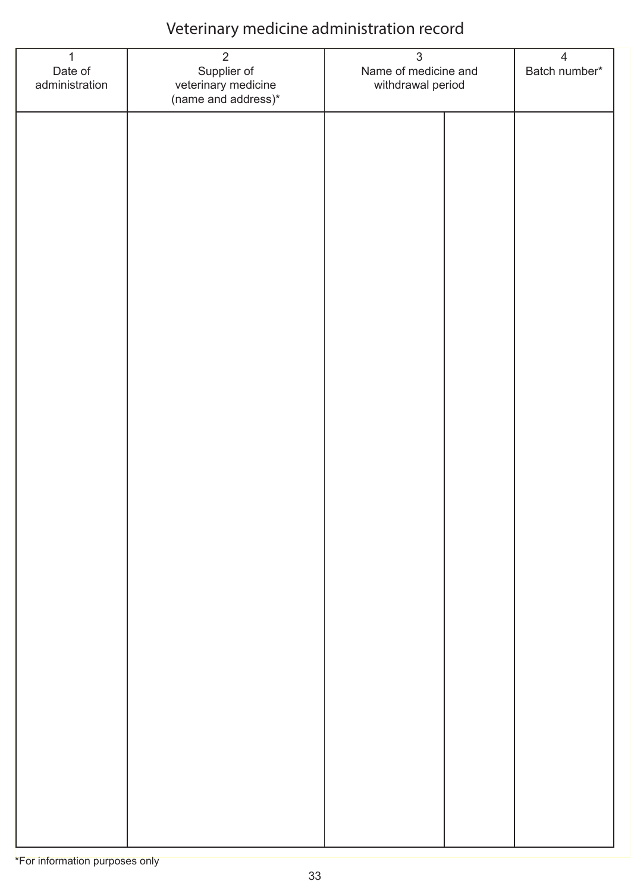# Veterinary medicine administration record

| 1<br>Date of administration | 2<br>Supplier of veterinary medicine (name and address)* | 3<br>Name of medicine and withdrawal period | | 4<br>Batch number* |
|---|---|---|---|---|
| | | | | |

*For information purposes only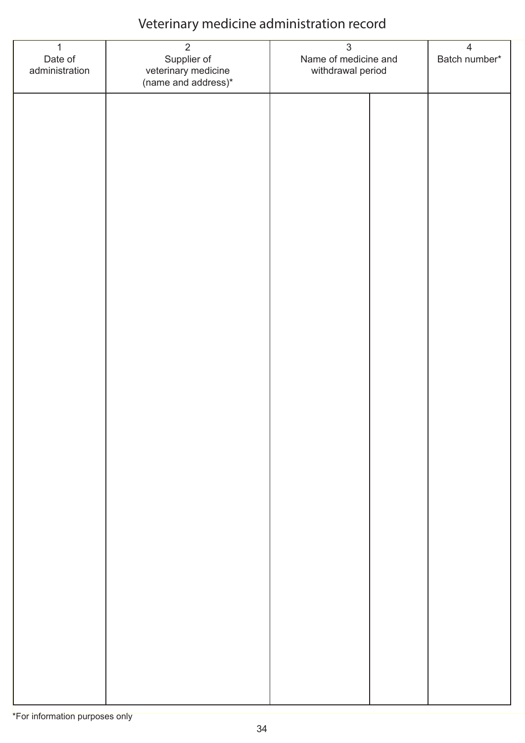# Veterinary medicine administration record

| 1<br>Date of administration | 2<br>Supplier of veterinary medicine (name and address)* | 3<br>Name of medicine and withdrawal period | | 4<br>Batch number* |
|---|---|---|---|---|
| | | | | |

*For information purposes only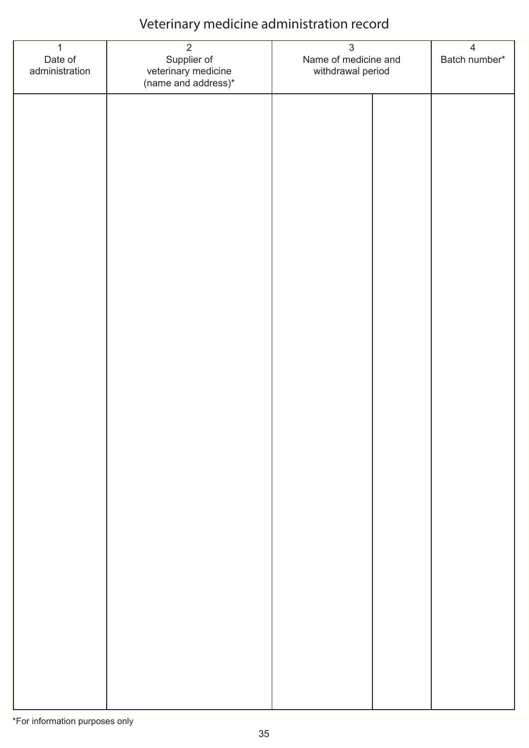# Veterinary medicine administration record

| 1<br>Date of administration | 2<br>Supplier of veterinary medicine (name and address)* | 3<br>Name of medicine and withdrawal period | | 4<br>Batch number* |
|---|---|---|---|---|
| | | | | |

*For information purposes only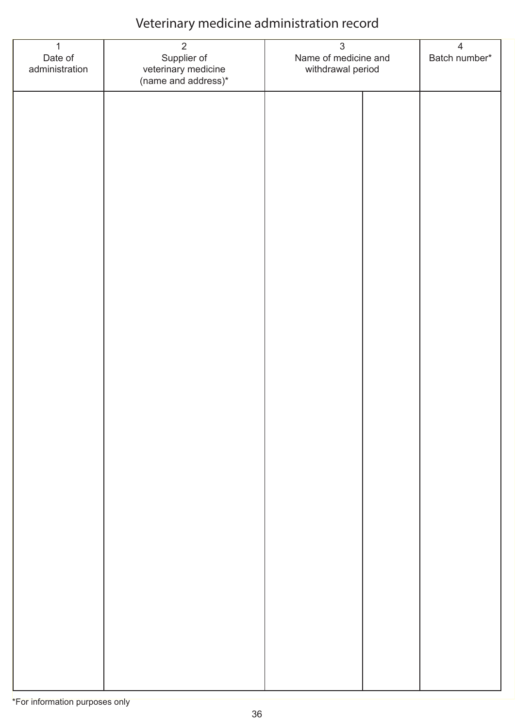# Veterinary medicine administration record

| 1<br>Date of administration | 2<br>Supplier of veterinary medicine (name and address)* | 3<br>Name of medicine and withdrawal period | | 4<br>Batch number* |
|---|---|---|---|---|
| | | | | |

*For information purposes only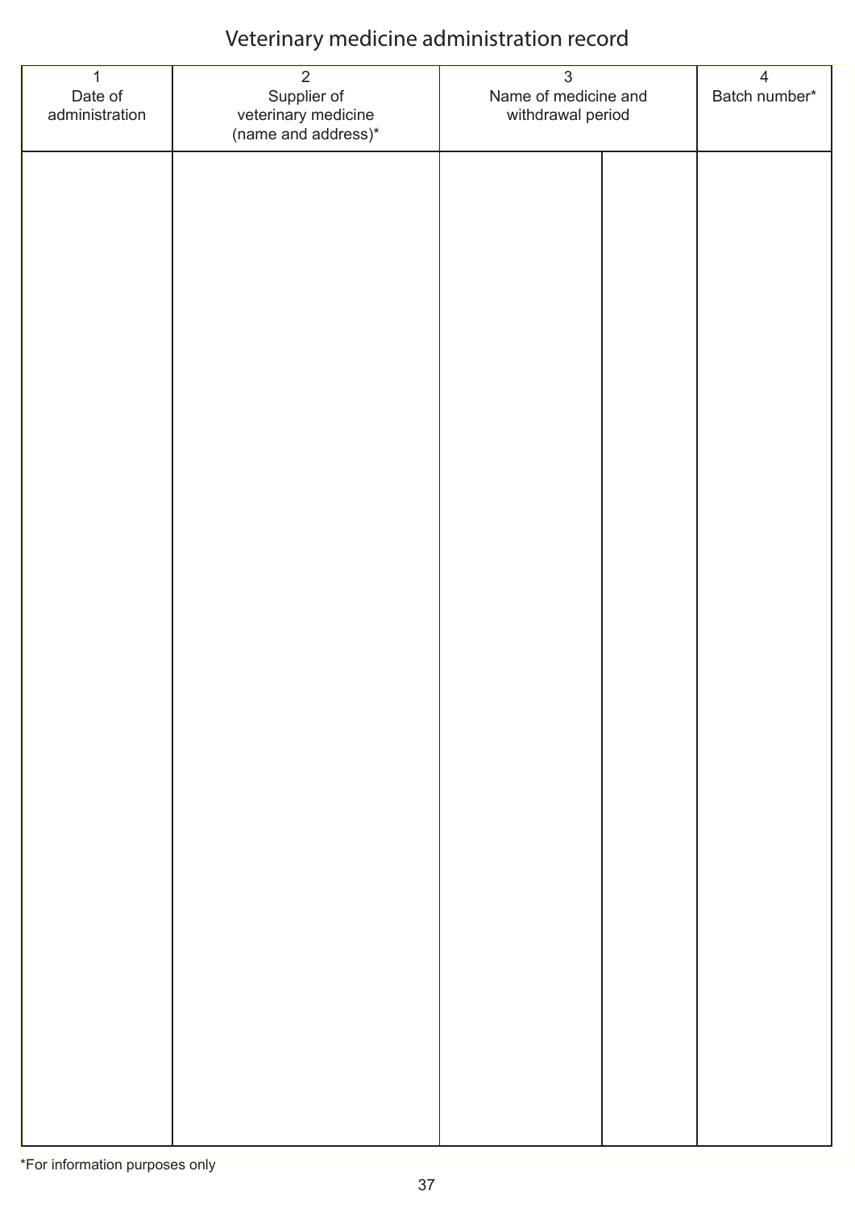# Veterinary medicine administration record

| 1<br>Date of administration | 2<br>Supplier of veterinary medicine (name and address)* | 3<br>Name of medicine and withdrawal period | | 4<br>Batch number* |
|---|---|---|---|---|
| | | | | |

*For information purposes only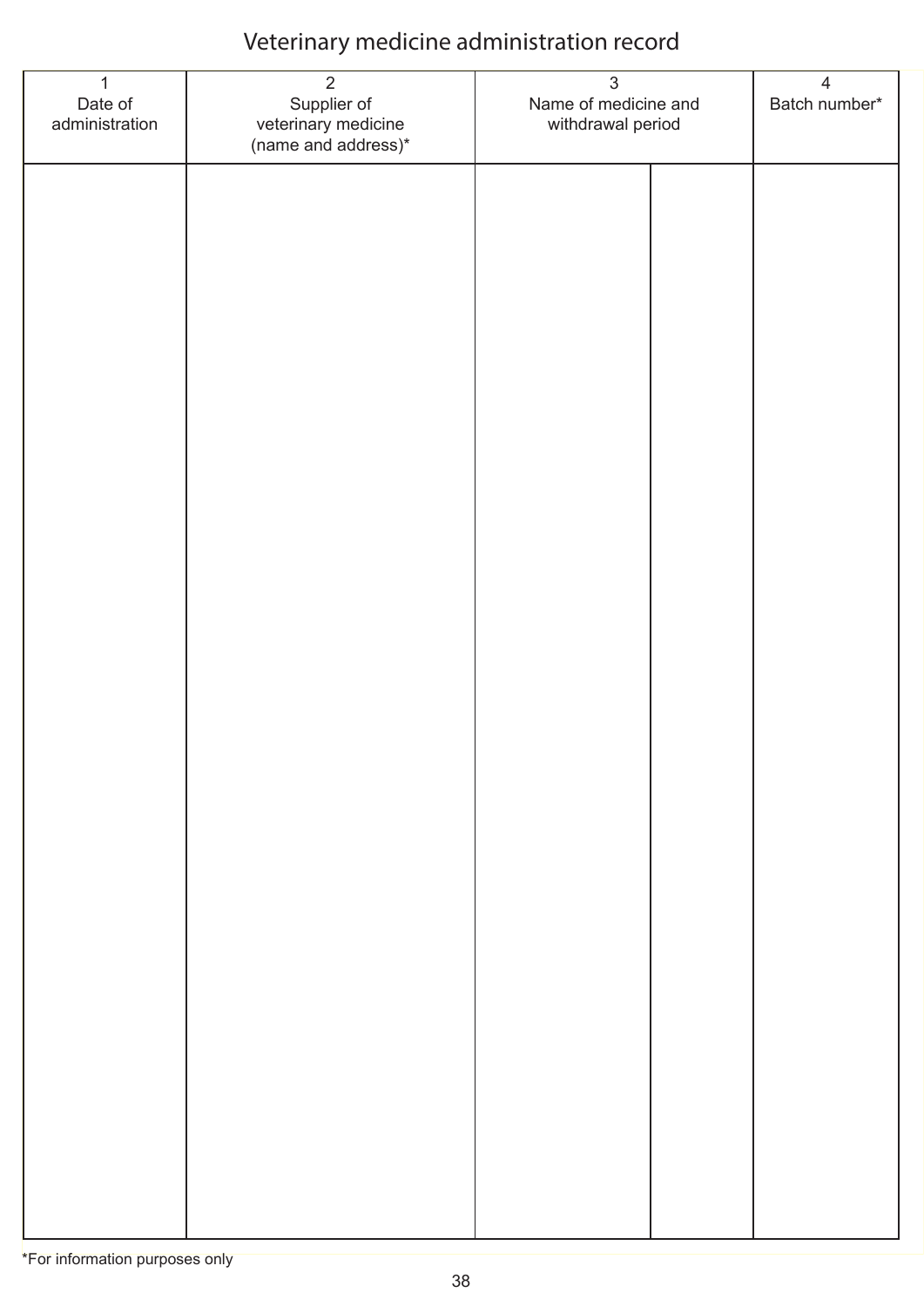# Veterinary medicine administration record

| 1<br>Date of administration | 2<br>Supplier of veterinary medicine (name and address)* | 3<br>Name of medicine and withdrawal period | | 4<br>Batch number* |
|---|---|---|---|---|
| | | | | |

*For information purposes only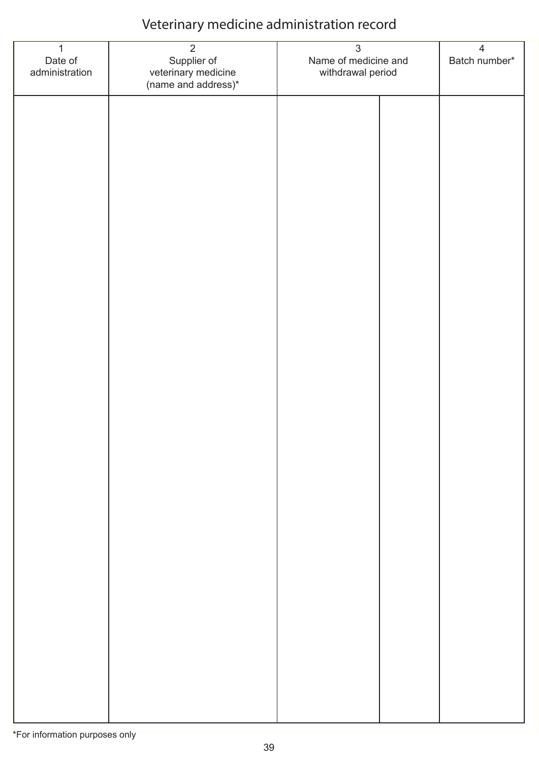# Veterinary medicine administration record

| 1<br>Date of administration | 2<br>Supplier of veterinary medicine (name and address)* | 3<br>Name of medicine and withdrawal period | | 4<br>Batch number* |
|---|---|---|---|---|
| | | | | |

*For information purposes only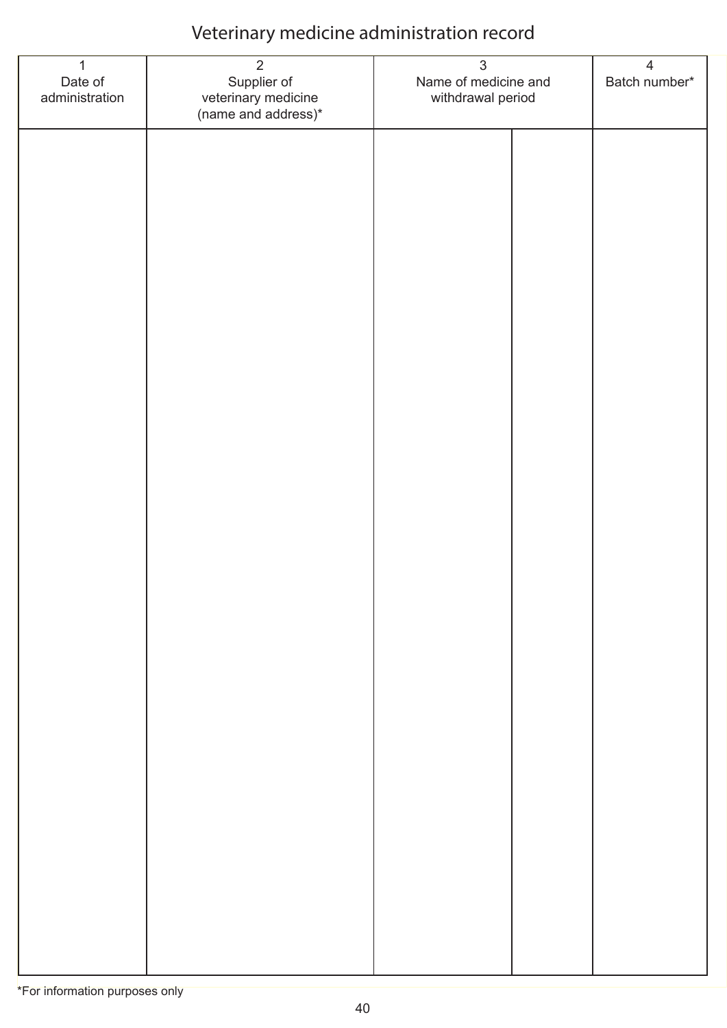# Veterinary medicine administration record

| 1<br>Date of administration | 2<br>Supplier of veterinary medicine (name and address)* | 3<br>Name of medicine and withdrawal period | | 4<br>Batch number* |
|---|---|---|---|---|
| | | | | |

*For information purposes only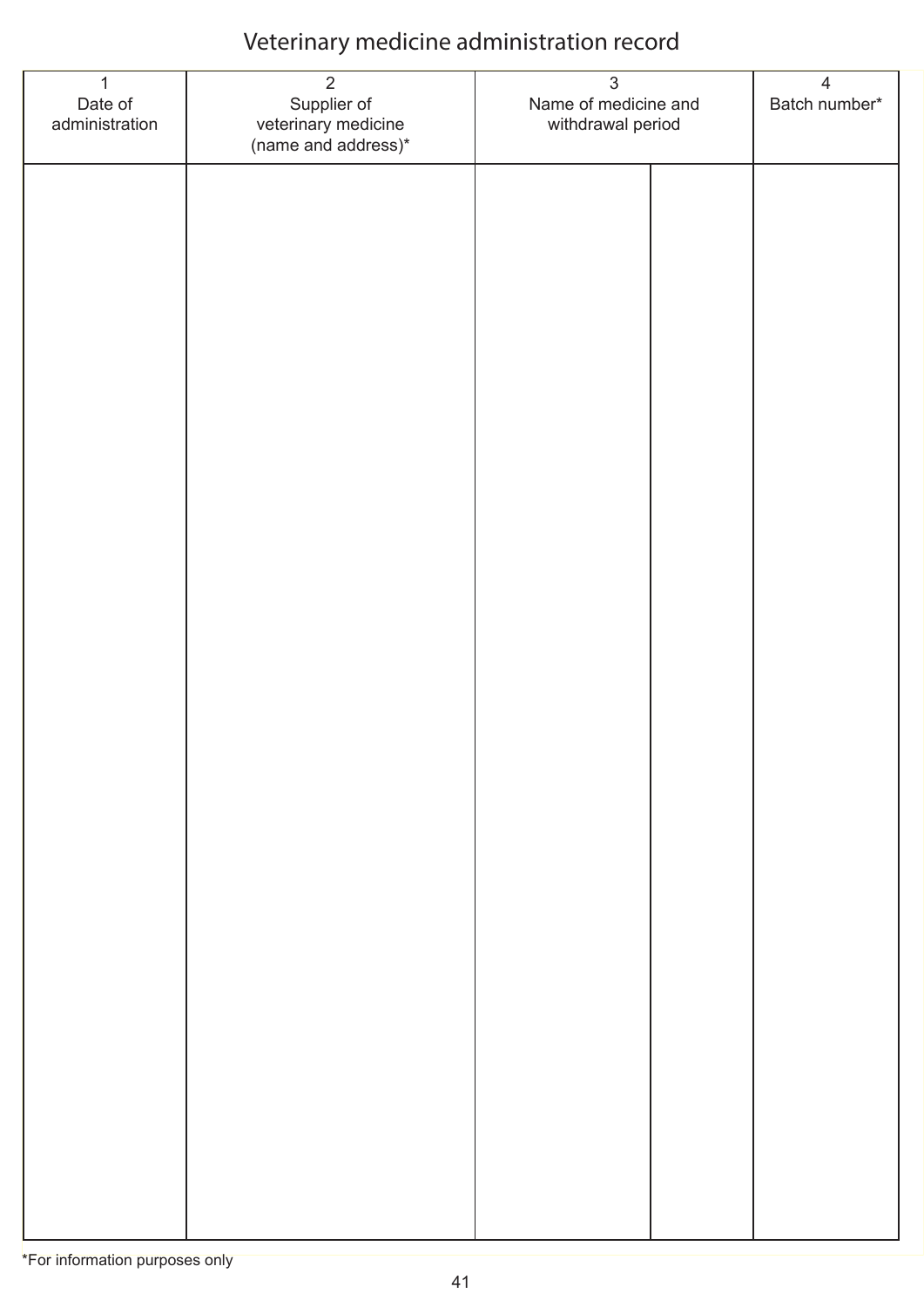# Veterinary medicine administration record

| 1<br>Date of administration | 2<br>Supplier of veterinary medicine (name and address)* | 3<br>Name of medicine and withdrawal period | | 4<br>Batch number* |
|---|---|---|---|---|
| | | | | |

*For information purposes only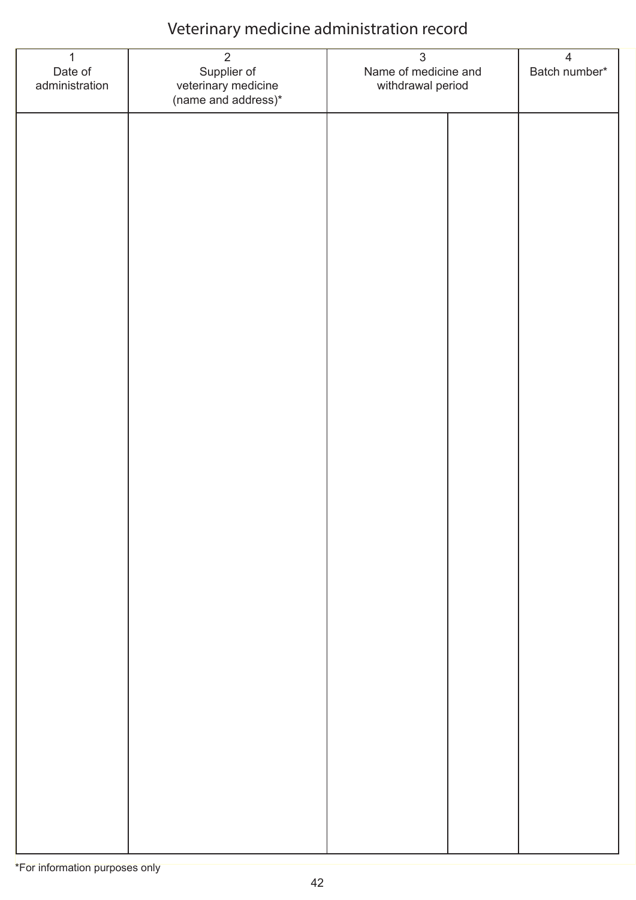# Veterinary medicine administration record

| 1<br>Date of administration | 2<br>Supplier of veterinary medicine (name and address)* | 3<br>Name of medicine and withdrawal period | | 4<br>Batch number* |
|---|---|---|---|---|
| | | | | |

*For information purposes only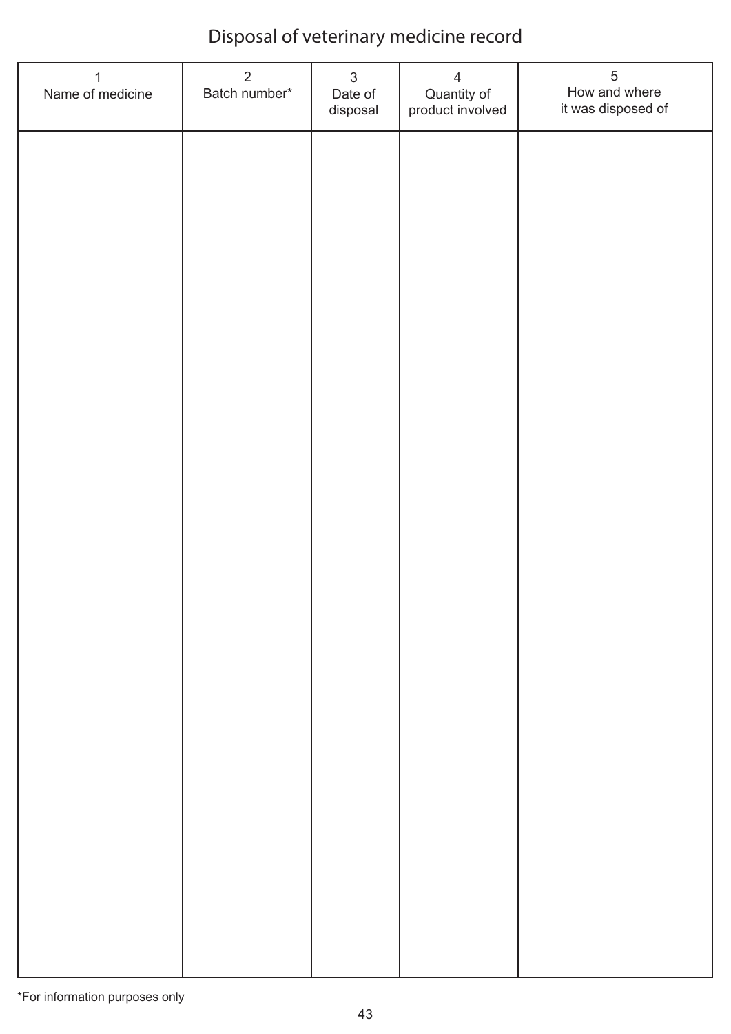# Disposal of veterinary medicine record

| 1<br>Name of medicine | 2<br>Batch number* | 3<br>Date of disposal | 4<br>Quantity of product involved | 5<br>How and where it was disposed of |
|---|---|---|---|---|
| | | | | |

*For information purposes only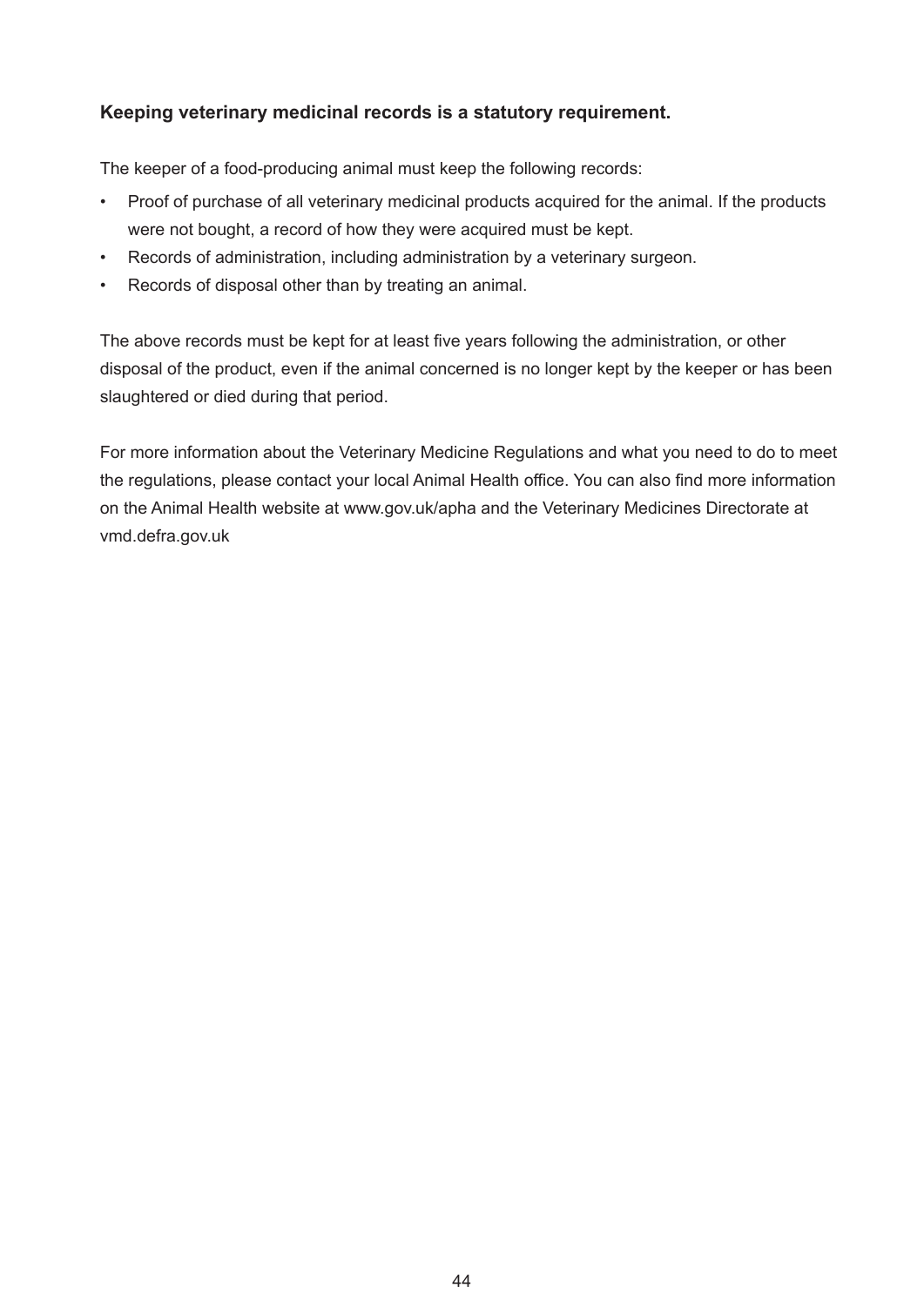**Keeping veterinary medicinal records is a statutory requirement.**

The keeper of a food-producing animal must keep the following records:

- Proof of purchase of all veterinary medicinal products acquired for the animal. If the products were not bought, a record of how they were acquired must be kept.
- Records of administration, including administration by a veterinary surgeon.
- Records of disposal other than by treating an animal.

The above records must be kept for at least five years following the administration, or other disposal of the product, even if the animal concerned is no longer kept by the keeper or has been slaughtered or died during that period.

For more information about the Veterinary Medicine Regulations and what you need to do to meet the regulations, please contact your local Animal Health office. You can also find more information on the Animal Health website at www.gov.uk/apha and the Veterinary Medicines Directorate at vmd.defra.gov.uk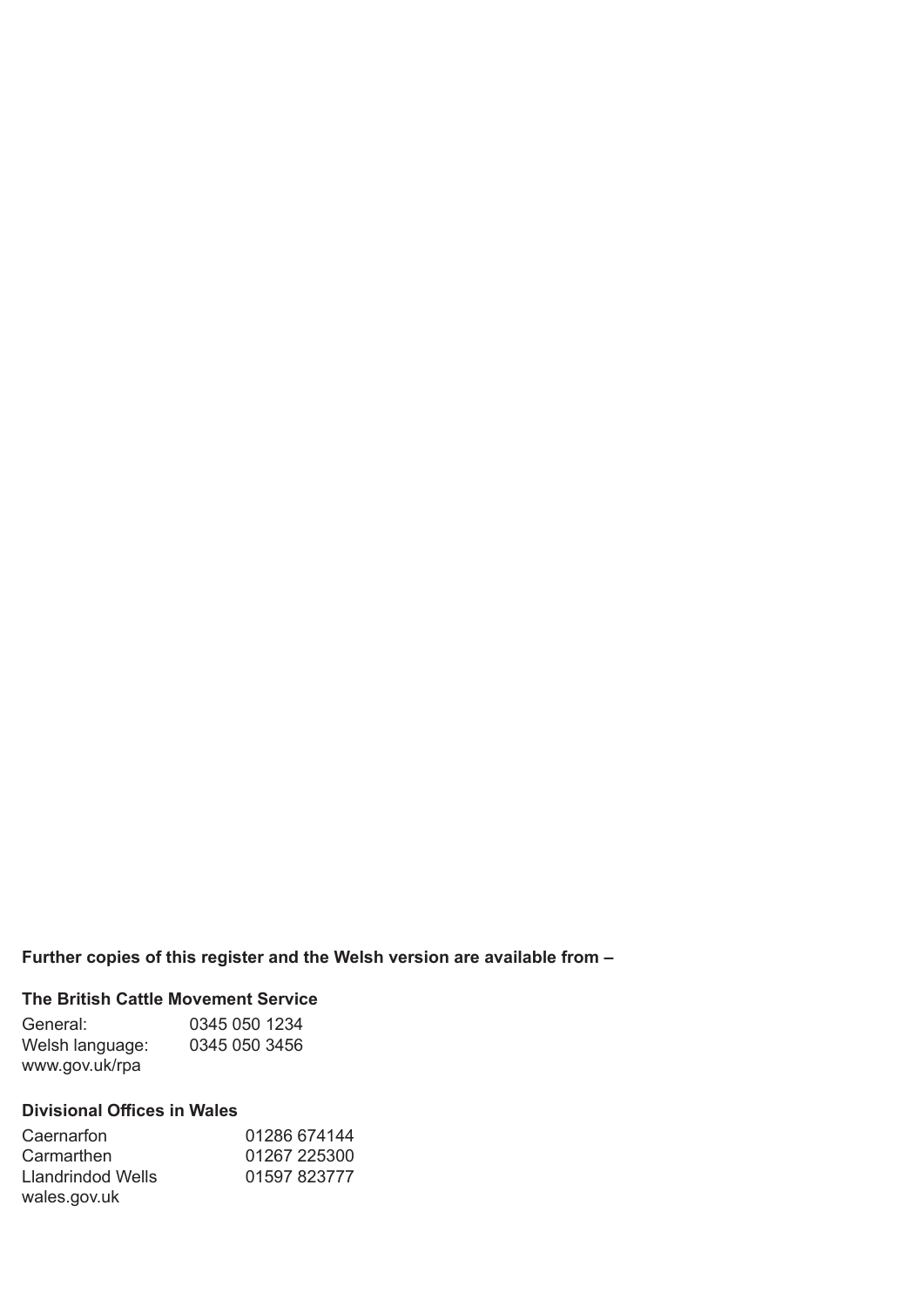**Further copies of this register and the Welsh version are available from –**

**The British Cattle Movement Service**

| | |
|---|---|
| General: | 0345 050 1234 |
| Welsh language: | 0345 050 3456 |

www.gov.uk/rpa

**Divisional Offices in Wales**

| | |
|---|---|
| Caernarfon | 01286 674144 |
| Carmarthen | 01267 225300 |
| Llandrindod Wells | 01597 823777 |

wales.gov.uk